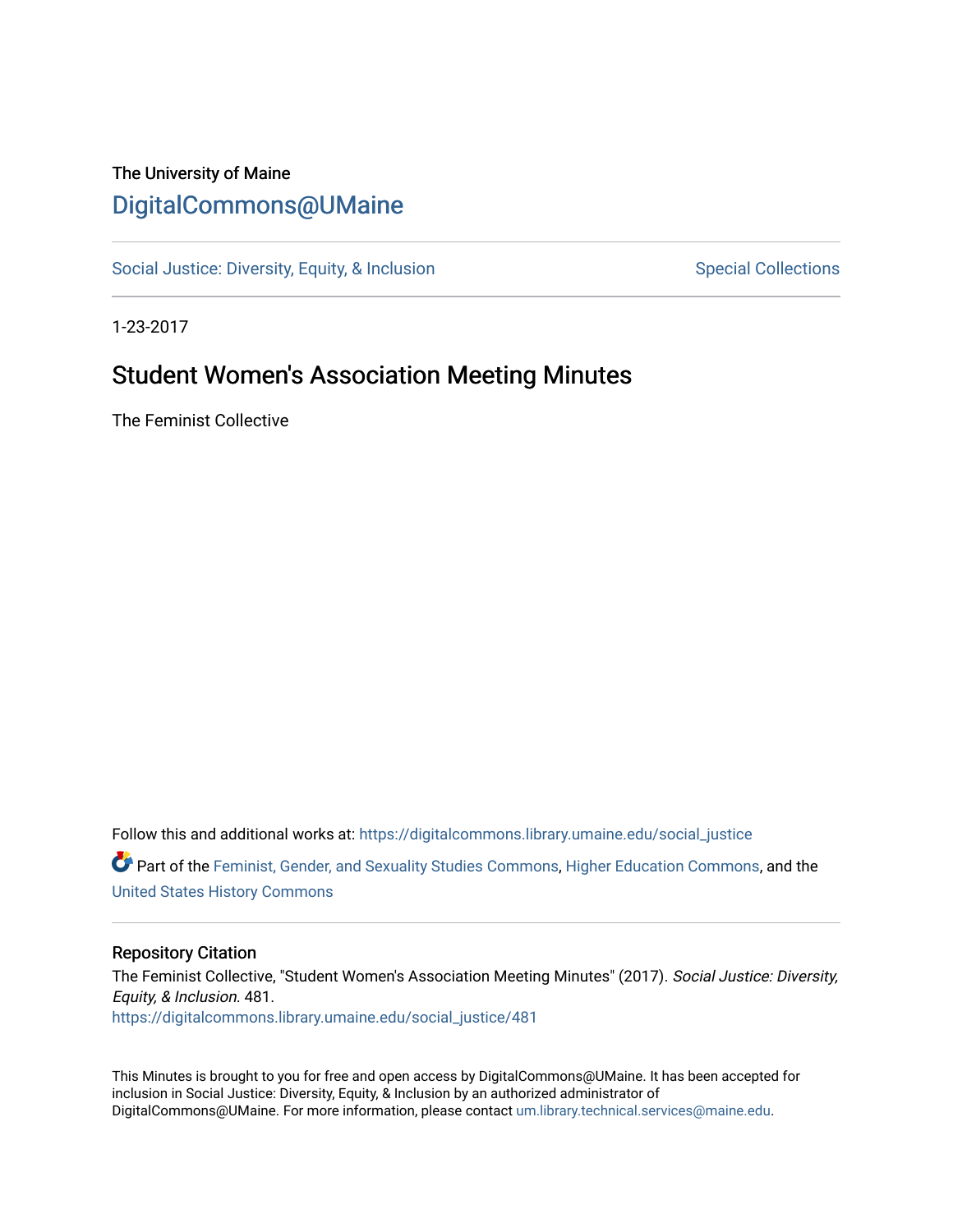The University of Maine

# DigitalCommons@UMaine

Social Justice: Diversity, Equity, & Inclusion | Special Collections

1-23-2017

## Student Women's Association Meeting Minutes

The Feminist Collective

Follow this and additional works at: https://digitalcommons.library.umaine.edu/social_justice

Part of the Feminist, Gender, and Sexuality Studies Commons, Higher Education Commons, and the United States History Commons

### Repository Citation

The Feminist Collective, "Student Women's Association Meeting Minutes" (2017). *Social Justice: Diversity, Equity, & Inclusion*. 481.
https://digitalcommons.library.umaine.edu/social_justice/481

This Minutes is brought to you for free and open access by DigitalCommons@UMaine. It has been accepted for inclusion in Social Justice: Diversity, Equity, & Inclusion by an authorized administrator of DigitalCommons@UMaine. For more information, please contact um.library.technical.services@maine.edu.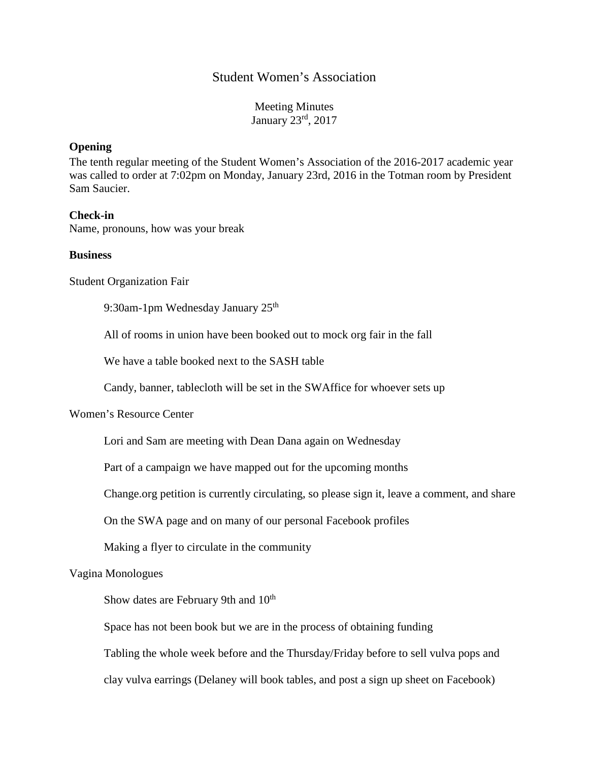# Student Women's Association

Meeting Minutes
January 23rd, 2017

**Opening**

The tenth regular meeting of the Student Women's Association of the 2016-2017 academic year was called to order at 7:02pm on Monday, January 23rd, 2016 in the Totman room by President Sam Saucier.

**Check-in**

Name, pronouns, how was your break

**Business**

Student Organization Fair

9:30am-1pm Wednesday January 25th

All of rooms in union have been booked out to mock org fair in the fall

We have a table booked next to the SASH table

Candy, banner, tablecloth will be set in the SWAffice for whoever sets up

Women's Resource Center

Lori and Sam are meeting with Dean Dana again on Wednesday

Part of a campaign we have mapped out for the upcoming months

Change.org petition is currently circulating, so please sign it, leave a comment, and share

On the SWA page and on many of our personal Facebook profiles

Making a flyer to circulate in the community

Vagina Monologues

Show dates are February 9th and 10th

Space has not been book but we are in the process of obtaining funding

Tabling the whole week before and the Thursday/Friday before to sell vulva pops and clay vulva earrings (Delaney will book tables, and post a sign up sheet on Facebook)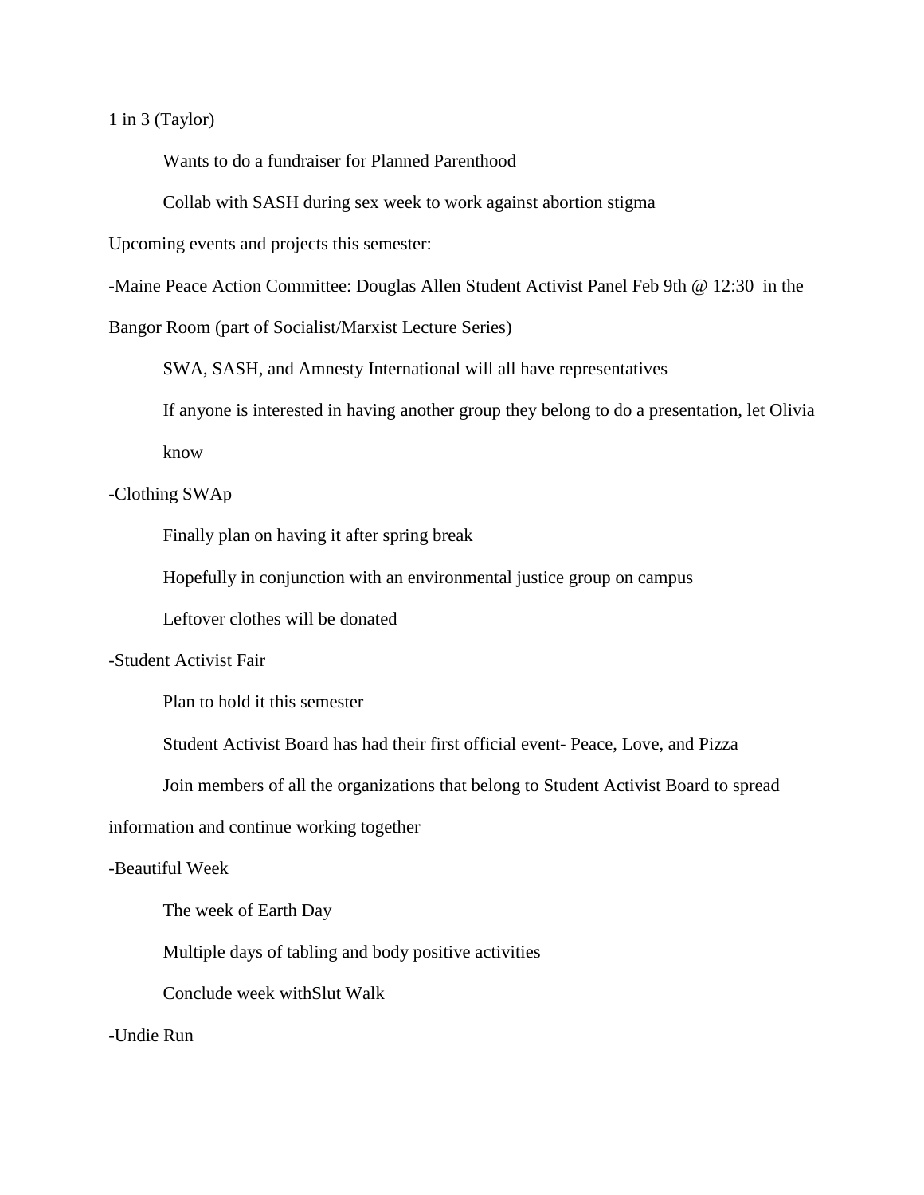1 in 3 (Taylor)

Wants to do a fundraiser for Planned Parenthood

Collab with SASH during sex week to work against abortion stigma

Upcoming events and projects this semester:

-Maine Peace Action Committee: Douglas Allen Student Activist Panel Feb 9th @ 12:30 in the Bangor Room (part of Socialist/Marxist Lecture Series)

SWA, SASH, and Amnesty International will all have representatives

If anyone is interested in having another group they belong to do a presentation, let Olivia know

-Clothing SWAp

Finally plan on having it after spring break

Hopefully in conjunction with an environmental justice group on campus

Leftover clothes will be donated

-Student Activist Fair

Plan to hold it this semester

Student Activist Board has had their first official event- Peace, Love, and Pizza

Join members of all the organizations that belong to Student Activist Board to spread information and continue working together

-Beautiful Week

The week of Earth Day

Multiple days of tabling and body positive activities

Conclude week withSlut Walk

-Undie Run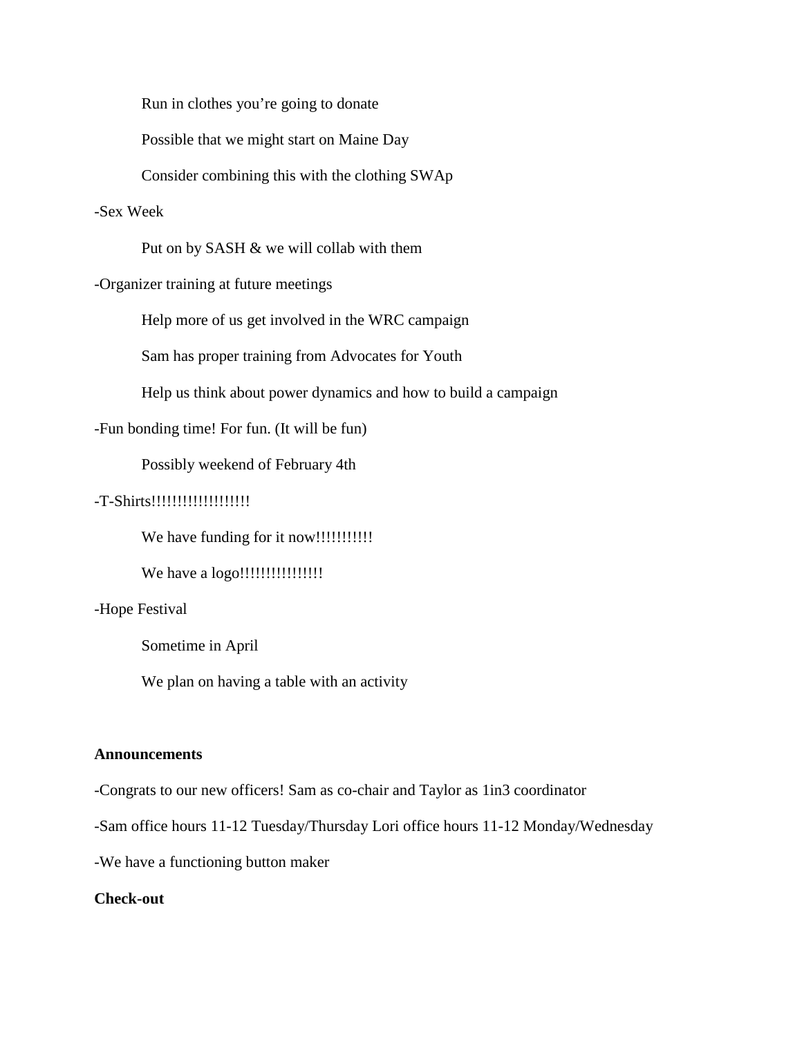Run in clothes you're going to donate

Possible that we might start on Maine Day

Consider combining this with the clothing SWAp

-Sex Week

Put on by SASH & we will collab with them

-Organizer training at future meetings

Help more of us get involved in the WRC campaign

Sam has proper training from Advocates for Youth

Help us think about power dynamics and how to build a campaign

-Fun bonding time! For fun. (It will be fun)

Possibly weekend of February 4th

-T-Shirts!!!!!!!!!!!!!!!!!!

We have funding for it now!!!!!!!!!!!

We have a logo!!!!!!!!!!!!!!!!

-Hope Festival

Sometime in April

We plan on having a table with an activity

**Announcements**

-Congrats to our new officers! Sam as co-chair and Taylor as 1in3 coordinator

-Sam office hours 11-12 Tuesday/Thursday Lori office hours 11-12 Monday/Wednesday

-We have a functioning button maker

**Check-out**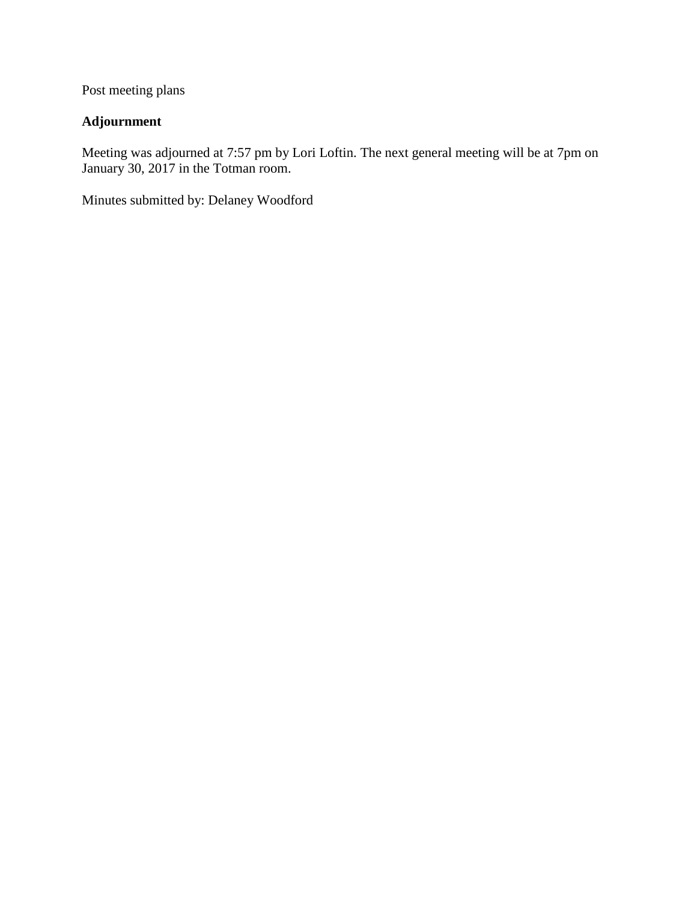Post meeting plans

**Adjournment**

Meeting was adjourned at 7:57 pm by Lori Loftin. The next general meeting will be at 7pm on January 30, 2017 in the Totman room.

Minutes submitted by: Delaney Woodford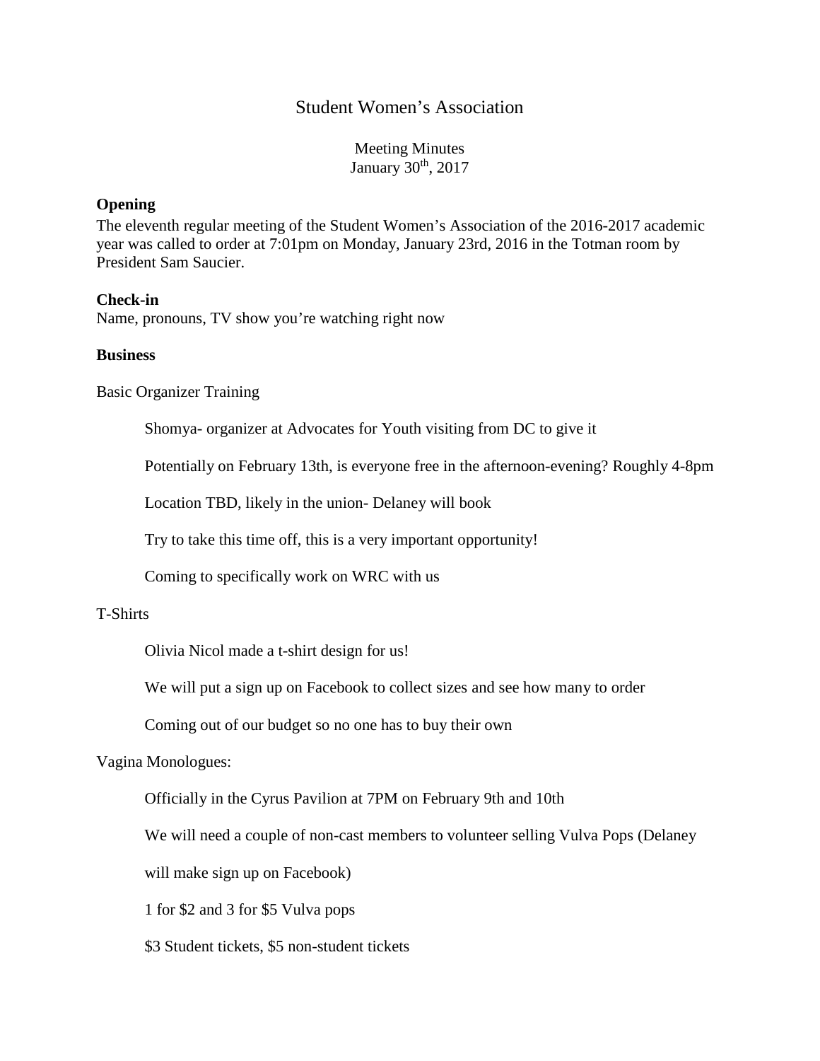# Student Women's Association

Meeting Minutes
January 30th, 2017

**Opening**

The eleventh regular meeting of the Student Women's Association of the 2016-2017 academic year was called to order at 7:01pm on Monday, January 23rd, 2016 in the Totman room by President Sam Saucier.

**Check-in**

Name, pronouns, TV show you're watching right now

**Business**

Basic Organizer Training

Shomya- organizer at Advocates for Youth visiting from DC to give it

Potentially on February 13th, is everyone free in the afternoon-evening? Roughly 4-8pm

Location TBD, likely in the union- Delaney will book

Try to take this time off, this is a very important opportunity!

Coming to specifically work on WRC with us

T-Shirts

Olivia Nicol made a t-shirt design for us!

We will put a sign up on Facebook to collect sizes and see how many to order

Coming out of our budget so no one has to buy their own

Vagina Monologues:

Officially in the Cyrus Pavilion at 7PM on February 9th and 10th

We will need a couple of non-cast members to volunteer selling Vulva Pops (Delaney will make sign up on Facebook)

1 for $2 and 3 for $5 Vulva pops

$3 Student tickets, $5 non-student tickets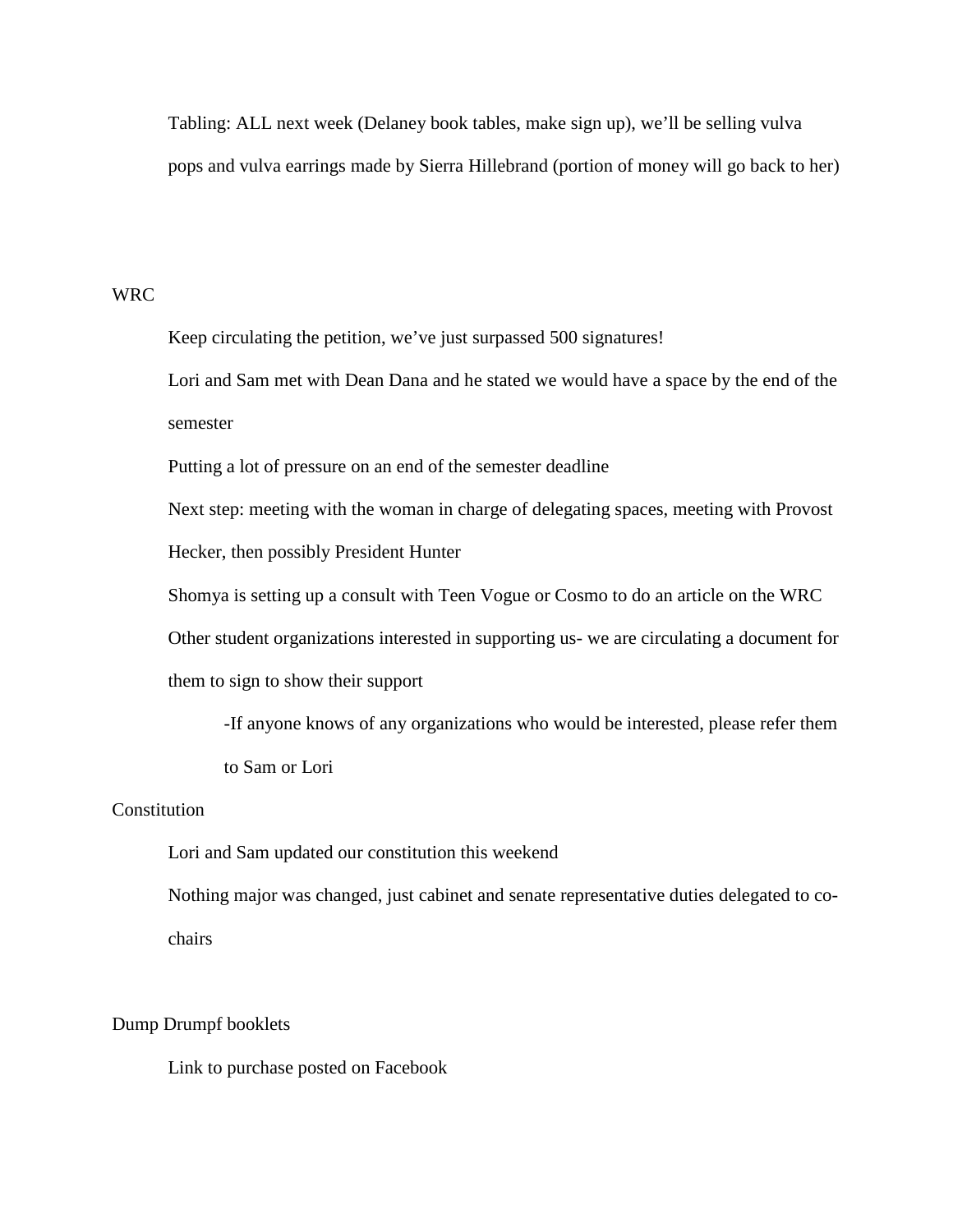Tabling: ALL next week (Delaney book tables, make sign up), we'll be selling vulva pops and vulva earrings made by Sierra Hillebrand (portion of money will go back to her)

WRC

Keep circulating the petition, we've just surpassed 500 signatures!

Lori and Sam met with Dean Dana and he stated we would have a space by the end of the semester

Putting a lot of pressure on an end of the semester deadline

Next step: meeting with the woman in charge of delegating spaces, meeting with Provost Hecker, then possibly President Hunter

Shomya is setting up a consult with Teen Vogue or Cosmo to do an article on the WRC

Other student organizations interested in supporting us- we are circulating a document for them to sign to show their support

-If anyone knows of any organizations who would be interested, please refer them to Sam or Lori

Constitution

Lori and Sam updated our constitution this weekend

Nothing major was changed, just cabinet and senate representative duties delegated to co-chairs

Dump Drumpf booklets

Link to purchase posted on Facebook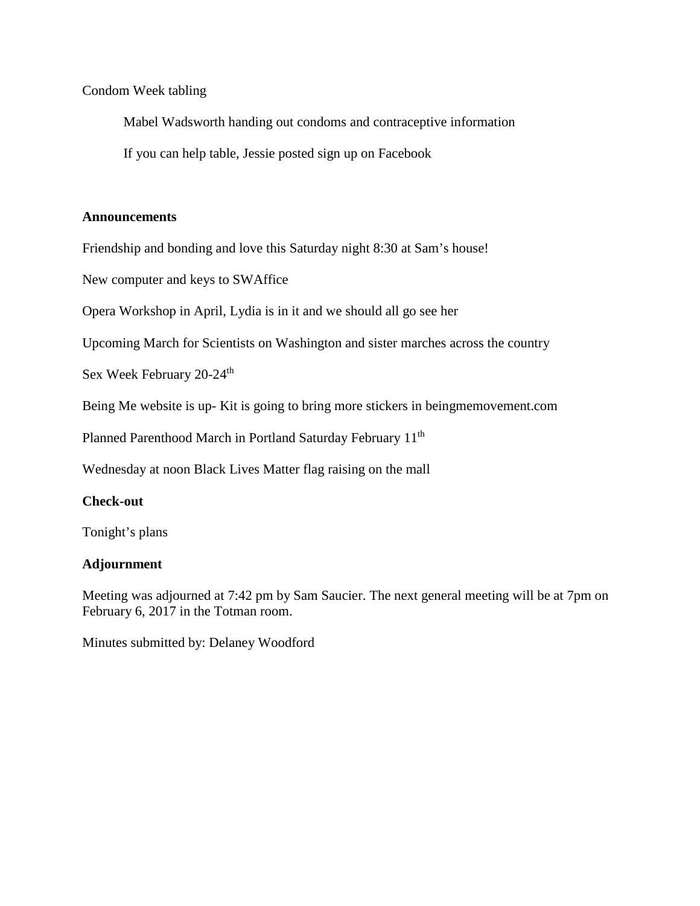Condom Week tabling

Mabel Wadsworth handing out condoms and contraceptive information

If you can help table, Jessie posted sign up on Facebook

**Announcements**

Friendship and bonding and love this Saturday night 8:30 at Sam's house!

New computer and keys to SWAffice

Opera Workshop in April, Lydia is in it and we should all go see her

Upcoming March for Scientists on Washington and sister marches across the country

Sex Week February 20-24th

Being Me website is up- Kit is going to bring more stickers in beingmemovement.com

Planned Parenthood March in Portland Saturday February 11th

Wednesday at noon Black Lives Matter flag raising on the mall

**Check-out**

Tonight's plans

**Adjournment**

Meeting was adjourned at 7:42 pm by Sam Saucier. The next general meeting will be at 7pm on February 6, 2017 in the Totman room.

Minutes submitted by: Delaney Woodford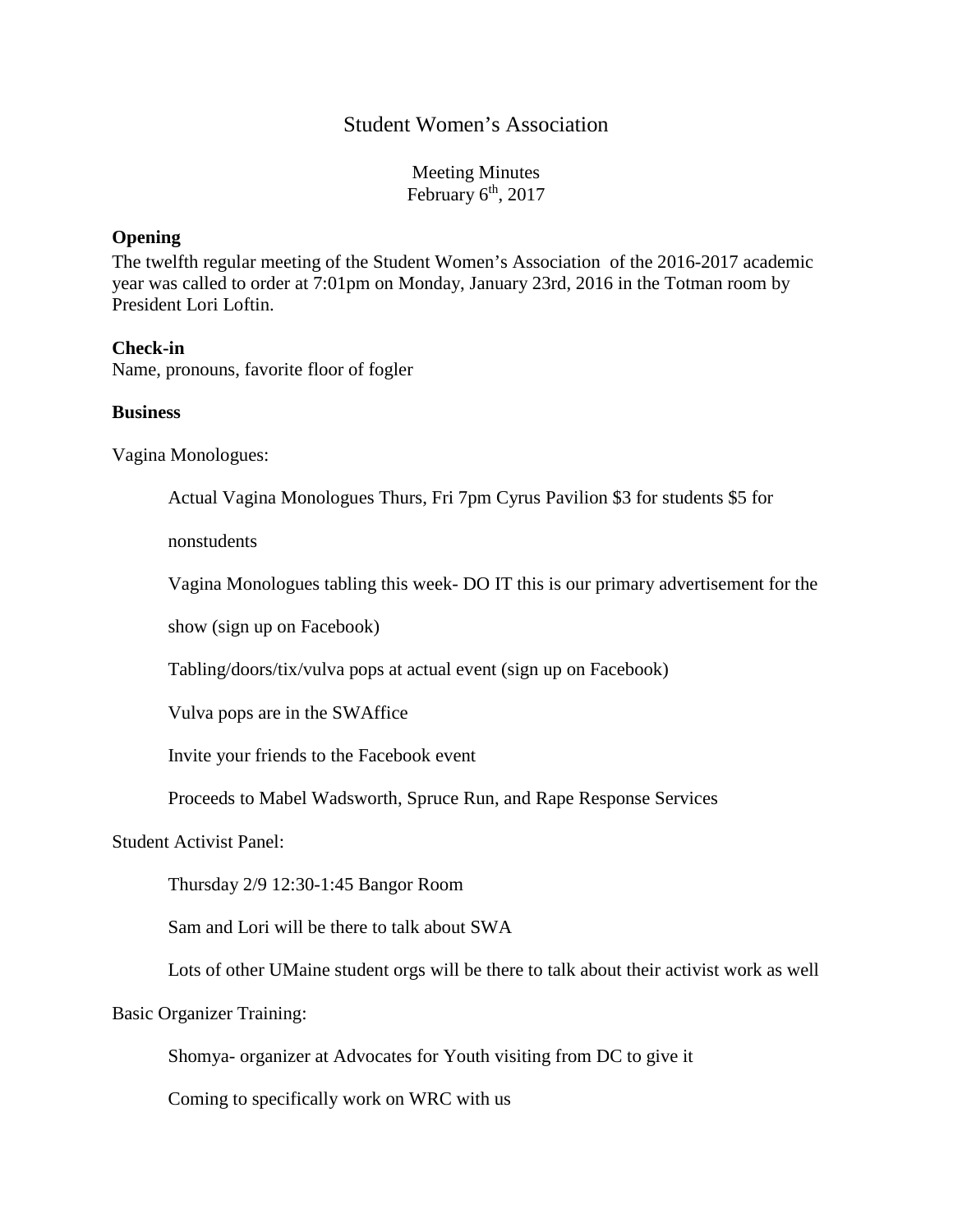# Student Women's Association

Meeting Minutes
February 6th, 2017

**Opening**

The twelfth regular meeting of the Student Women's Association of the 2016-2017 academic year was called to order at 7:01pm on Monday, January 23rd, 2016 in the Totman room by President Lori Loftin.

**Check-in**

Name, pronouns, favorite floor of fogler

**Business**

Vagina Monologues:

- Actual Vagina Monologues Thurs, Fri 7pm Cyrus Pavilion $3 for students $5 for nonstudents
- Vagina Monologues tabling this week- DO IT this is our primary advertisement for the show (sign up on Facebook)
- Tabling/doors/tix/vulva pops at actual event (sign up on Facebook)
- Vulva pops are in the SWAffice
- Invite your friends to the Facebook event
- Proceeds to Mabel Wadsworth, Spruce Run, and Rape Response Services

Student Activist Panel:

- Thursday 2/9 12:30-1:45 Bangor Room
- Sam and Lori will be there to talk about SWA
- Lots of other UMaine student orgs will be there to talk about their activist work as well

Basic Organizer Training:

- Shomya- organizer at Advocates for Youth visiting from DC to give it
- Coming to specifically work on WRC with us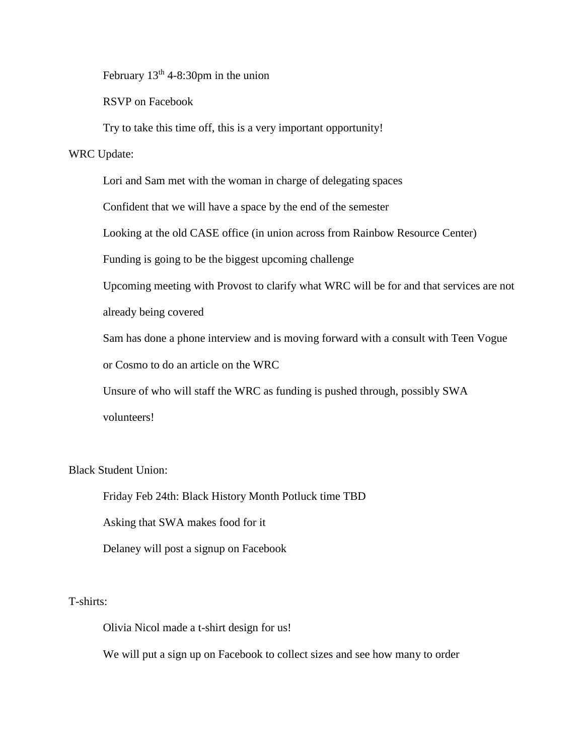February 13th 4-8:30pm in the union

RSVP on Facebook

Try to take this time off, this is a very important opportunity!

WRC Update:

- Lori and Sam met with the woman in charge of delegating spaces
- Confident that we will have a space by the end of the semester
- Looking at the old CASE office (in union across from Rainbow Resource Center)
- Funding is going to be the biggest upcoming challenge
- Upcoming meeting with Provost to clarify what WRC will be for and that services are not already being covered
- Sam has done a phone interview and is moving forward with a consult with Teen Vogue or Cosmo to do an article on the WRC
- Unsure of who will staff the WRC as funding is pushed through, possibly SWA volunteers!

Black Student Union:

- Friday Feb 24th: Black History Month Potluck time TBD
- Asking that SWA makes food for it
- Delaney will post a signup on Facebook

T-shirts:

- Olivia Nicol made a t-shirt design for us!
- We will put a sign up on Facebook to collect sizes and see how many to order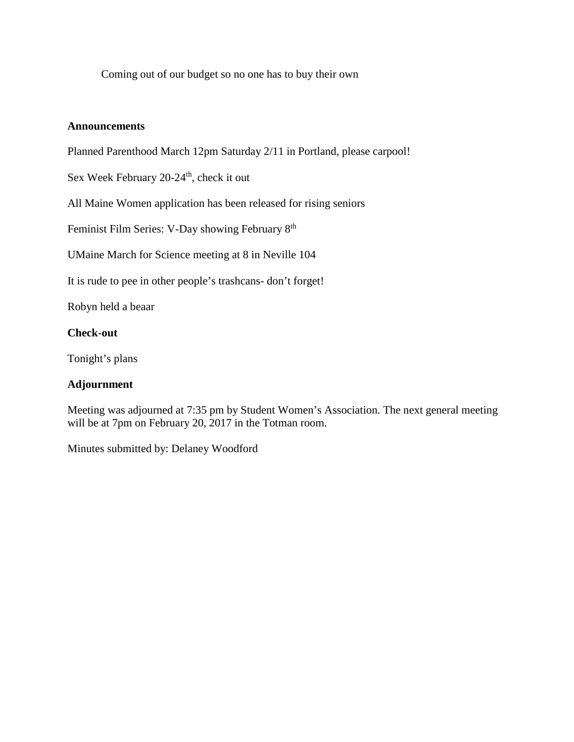Coming out of our budget so no one has to buy their own

**Announcements**

Planned Parenthood March 12pm Saturday 2/11 in Portland, please carpool!

Sex Week February 20-24th, check it out

All Maine Women application has been released for rising seniors

Feminist Film Series: V-Day showing February 8th

UMaine March for Science meeting at 8 in Neville 104

It is rude to pee in other people's trashcans- don't forget!

Robyn held a beaar

**Check-out**

Tonight's plans

**Adjournment**

Meeting was adjourned at 7:35 pm by Student Women's Association. The next general meeting will be at 7pm on February 20, 2017 in the Totman room.

Minutes submitted by: Delaney Woodford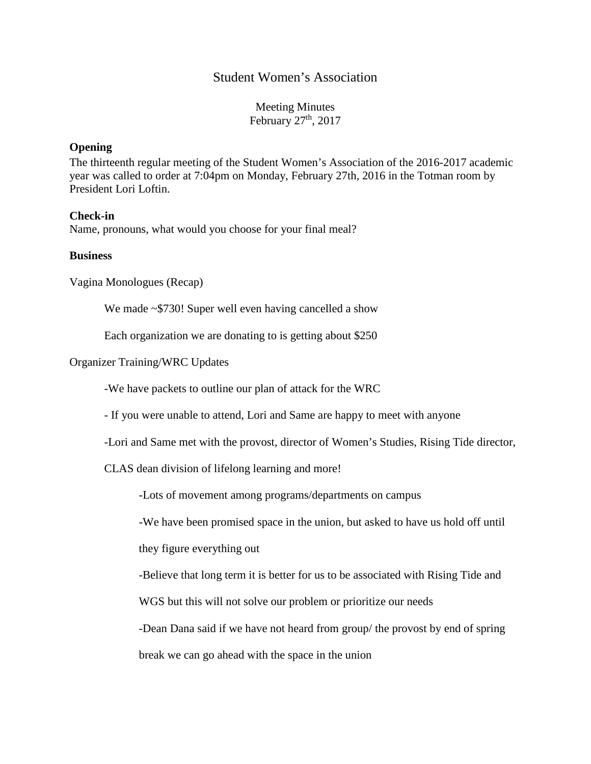# Student Women's Association

Meeting Minutes
February 27th, 2017

**Opening**

The thirteenth regular meeting of the Student Women's Association of the 2016-2017 academic year was called to order at 7:04pm on Monday, February 27th, 2016 in the Totman room by President Lori Loftin.

**Check-in**

Name, pronouns, what would you choose for your final meal?

**Business**

Vagina Monologues (Recap)

We made ~$730! Super well even having cancelled a show

Each organization we are donating to is getting about $250

Organizer Training/WRC Updates

-We have packets to outline our plan of attack for the WRC

- If you were unable to attend, Lori and Same are happy to meet with anyone

-Lori and Same met with the provost, director of Women's Studies, Rising Tide director, CLAS dean division of lifelong learning and more!

-Lots of movement among programs/departments on campus

-We have been promised space in the union, but asked to have us hold off until they figure everything out

-Believe that long term it is better for us to be associated with Rising Tide and WGS but this will not solve our problem or prioritize our needs

-Dean Dana said if we have not heard from group/ the provost by end of spring break we can go ahead with the space in the union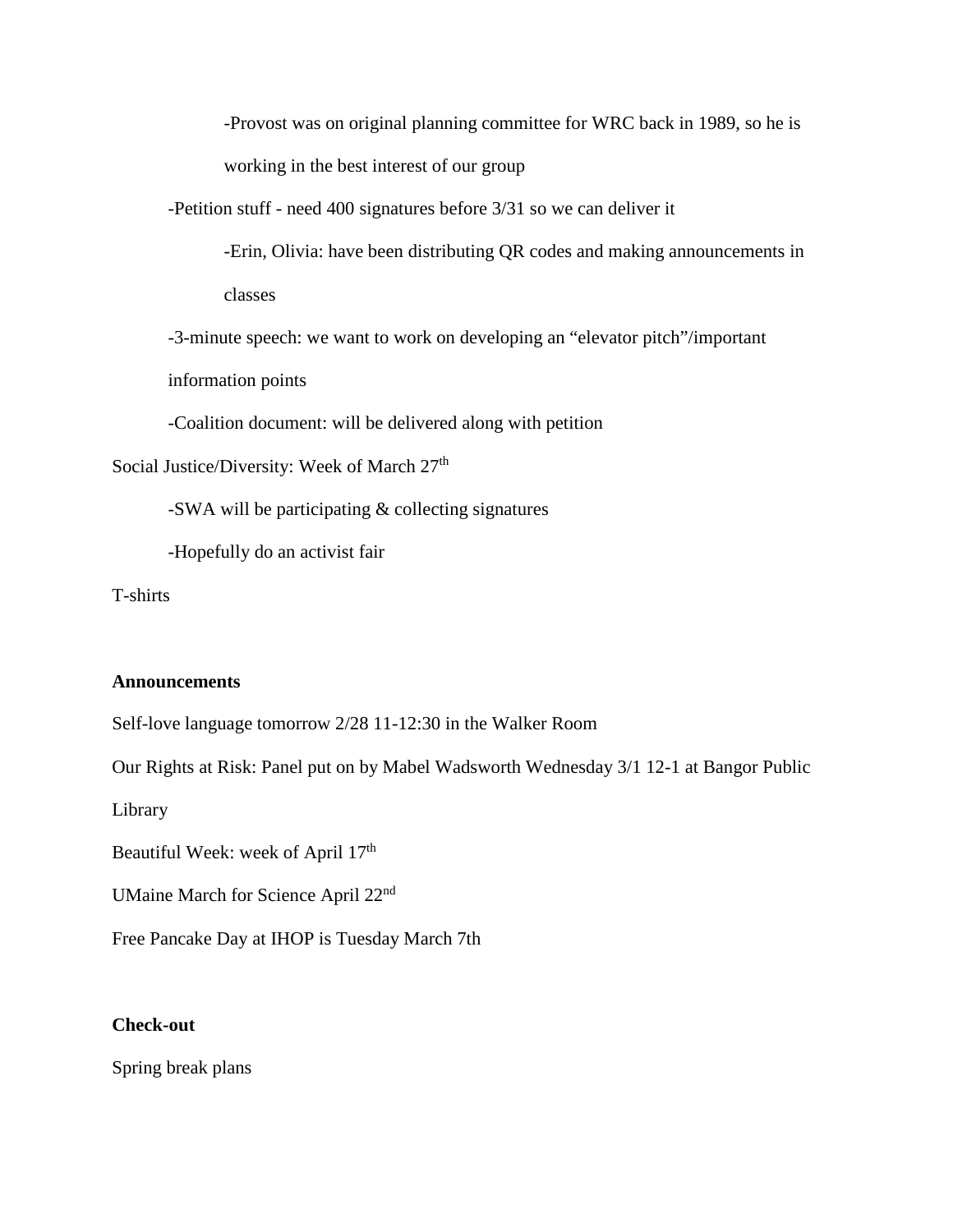-Provost was on original planning committee for WRC back in 1989, so he is working in the best interest of our group

-Petition stuff - need 400 signatures before 3/31 so we can deliver it

-Erin, Olivia: have been distributing QR codes and making announcements in classes

-3-minute speech: we want to work on developing an "elevator pitch"/important information points

-Coalition document: will be delivered along with petition

Social Justice/Diversity: Week of March 27th

-SWA will be participating & collecting signatures

-Hopefully do an activist fair

T-shirts

**Announcements**

Self-love language tomorrow 2/28 11-12:30 in the Walker Room

Our Rights at Risk: Panel put on by Mabel Wadsworth Wednesday 3/1 12-1 at Bangor Public Library

Beautiful Week: week of April 17th

UMaine March for Science April 22nd

Free Pancake Day at IHOP is Tuesday March 7th

**Check-out**

Spring break plans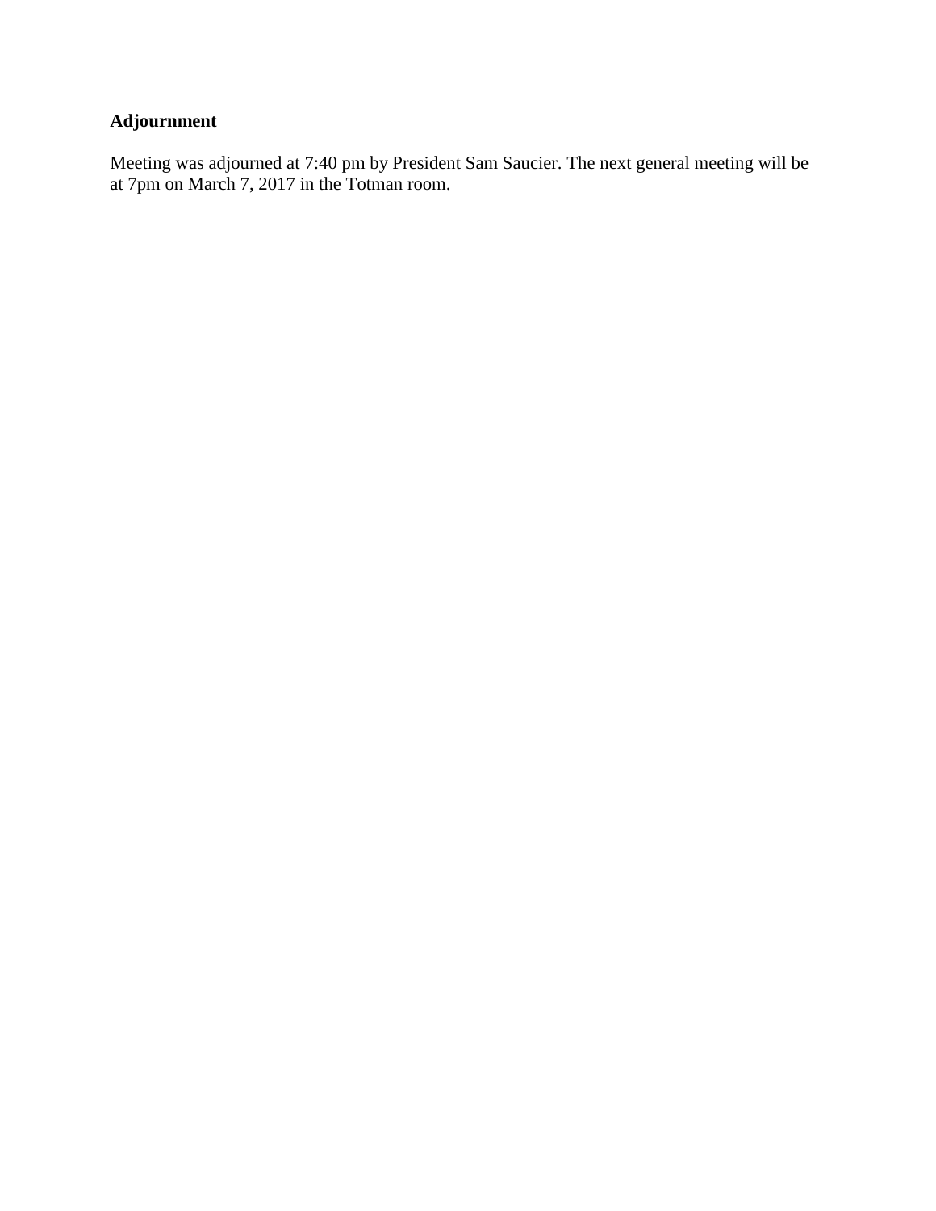**Adjournment**

Meeting was adjourned at 7:40 pm by President Sam Saucier. The next general meeting will be at 7pm on March 7, 2017 in the Totman room.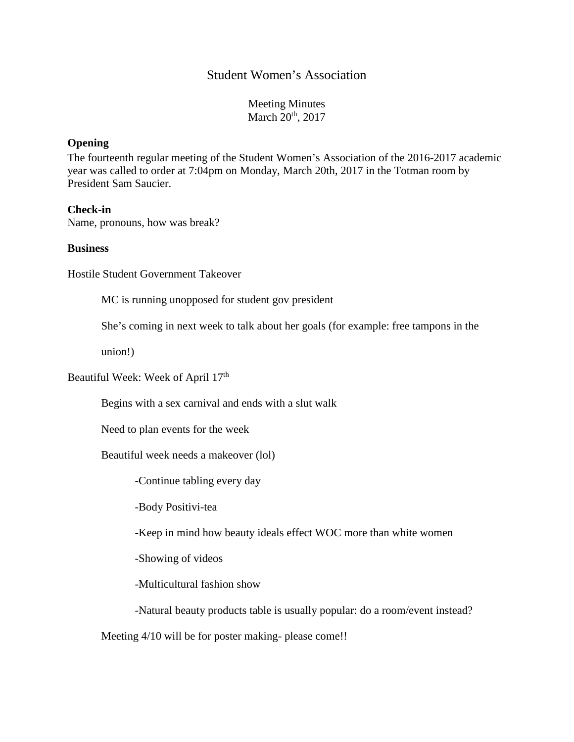# Student Women's Association

Meeting Minutes
March 20th, 2017

**Opening**
The fourteenth regular meeting of the Student Women's Association of the 2016-2017 academic year was called to order at 7:04pm on Monday, March 20th, 2017 in the Totman room by President Sam Saucier.

**Check-in**
Name, pronouns, how was break?

**Business**

Hostile Student Government Takeover

MC is running unopposed for student gov president

She's coming in next week to talk about her goals (for example: free tampons in the union!)

Beautiful Week: Week of April 17th

Begins with a sex carnival and ends with a slut walk

Need to plan events for the week

Beautiful week needs a makeover (lol)

-Continue tabling every day

-Body Positivi-tea

-Keep in mind how beauty ideals effect WOC more than white women

-Showing of videos

-Multicultural fashion show

-Natural beauty products table is usually popular: do a room/event instead?

Meeting 4/10 will be for poster making- please come!!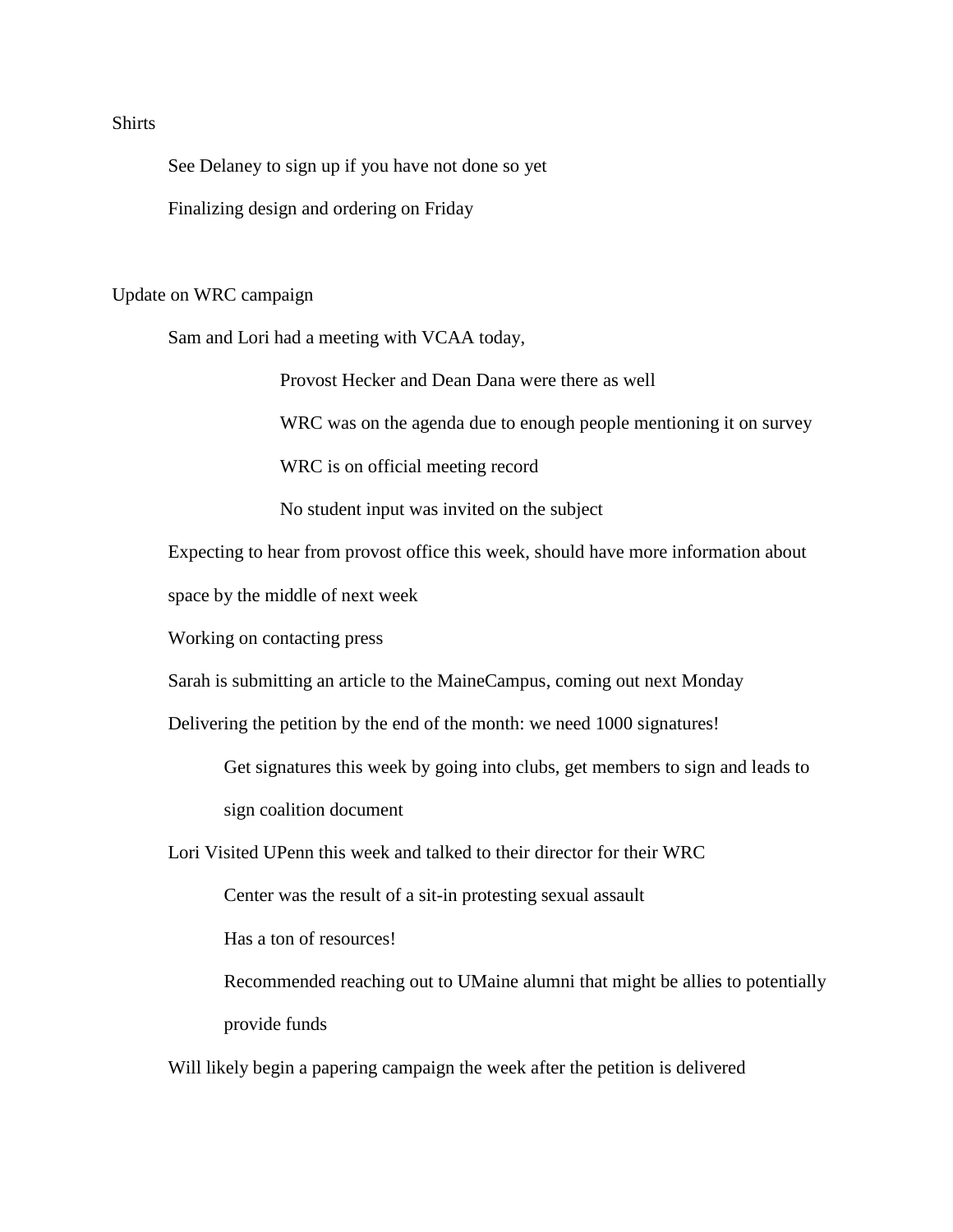Shirts

- See Delaney to sign up if you have not done so yet
- Finalizing design and ordering on Friday

Update on WRC campaign

- Sam and Lori had a meeting with VCAA today,
    - Provost Hecker and Dean Dana were there as well
    - WRC was on the agenda due to enough people mentioning it on survey
    - WRC is on official meeting record
    - No student input was invited on the subject
- Expecting to hear from provost office this week, should have more information about space by the middle of next week
- Working on contacting press
- Sarah is submitting an article to the MaineCampus, coming out next Monday
- Delivering the petition by the end of the month: we need 1000 signatures!
    - Get signatures this week by going into clubs, get members to sign and leads to sign coalition document
- Lori Visited UPenn this week and talked to their director for their WRC
    - Center was the result of a sit-in protesting sexual assault
    - Has a ton of resources!
    - Recommended reaching out to UMaine alumni that might be allies to potentially provide funds
- Will likely begin a papering campaign the week after the petition is delivered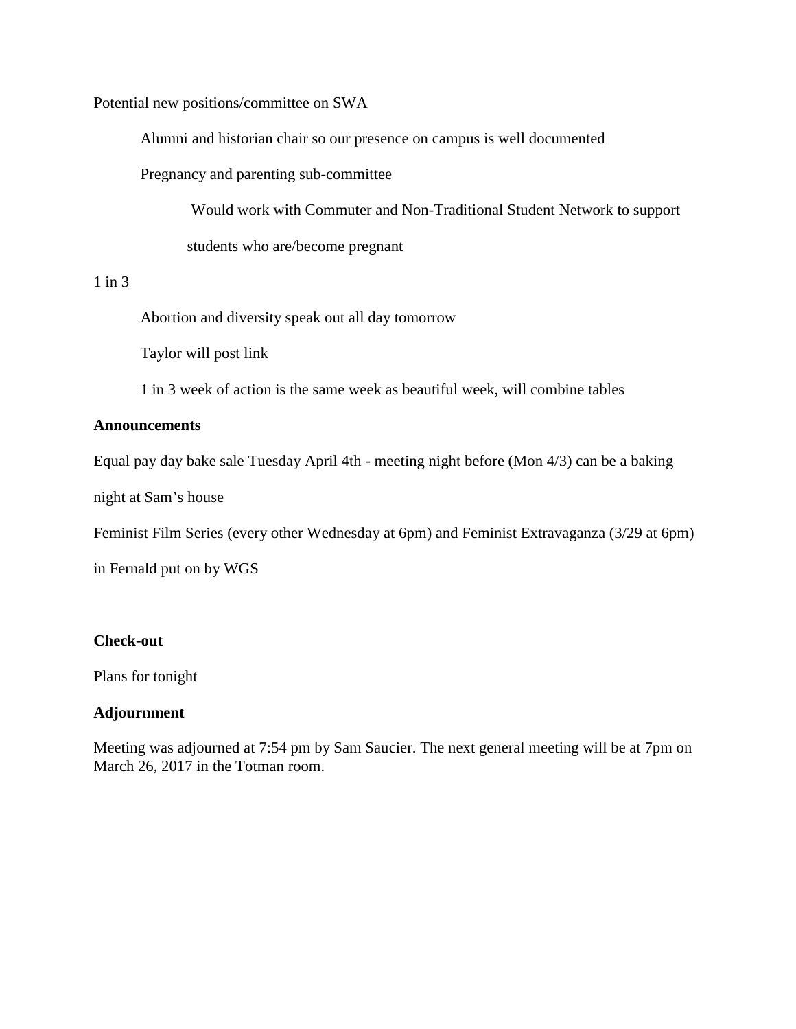Potential new positions/committee on SWA

- Alumni and historian chair so our presence on campus is well documented
- Pregnancy and parenting sub-committee
  - Would work with Commuter and Non-Traditional Student Network to support students who are/become pregnant

1 in 3

- Abortion and diversity speak out all day tomorrow
- Taylor will post link
- 1 in 3 week of action is the same week as beautiful week, will combine tables

**Announcements**

Equal pay day bake sale Tuesday April 4th - meeting night before (Mon 4/3) can be a baking night at Sam's house

Feminist Film Series (every other Wednesday at 6pm) and Feminist Extravaganza (3/29 at 6pm) in Fernald put on by WGS

**Check-out**

Plans for tonight

**Adjournment**

Meeting was adjourned at 7:54 pm by Sam Saucier. The next general meeting will be at 7pm on March 26, 2017 in the Totman room.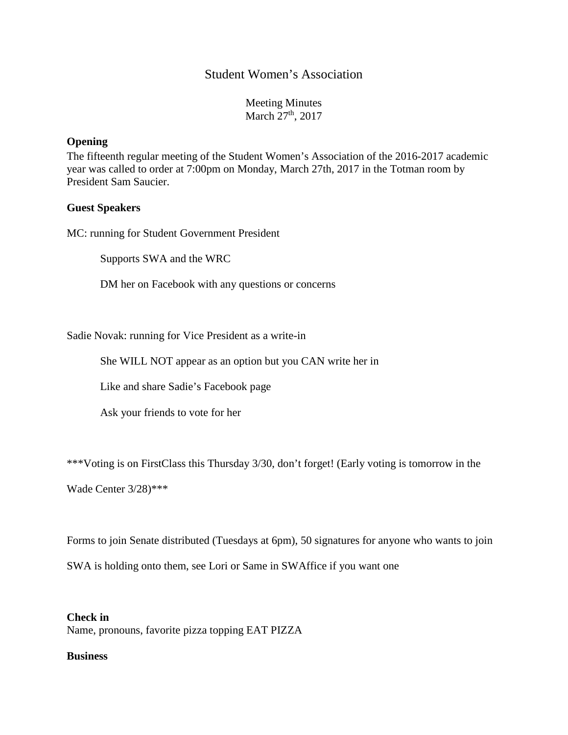# Student Women's Association

Meeting Minutes
March 27th, 2017

**Opening**

The fifteenth regular meeting of the Student Women's Association of the 2016-2017 academic year was called to order at 7:00pm on Monday, March 27th, 2017 in the Totman room by President Sam Saucier.

**Guest Speakers**

MC: running for Student Government President

Supports SWA and the WRC

DM her on Facebook with any questions or concerns

Sadie Novak: running for Vice President as a write-in

She WILL NOT appear as an option but you CAN write her in

Like and share Sadie's Facebook page

Ask your friends to vote for her

***Voting is on FirstClass this Thursday 3/30, don't forget! (Early voting is tomorrow in the Wade Center 3/28)***

Forms to join Senate distributed (Tuesdays at 6pm), 50 signatures for anyone who wants to join SWA is holding onto them, see Lori or Same in SWAffice if you want one

**Check in**

Name, pronouns, favorite pizza topping EAT PIZZA

**Business**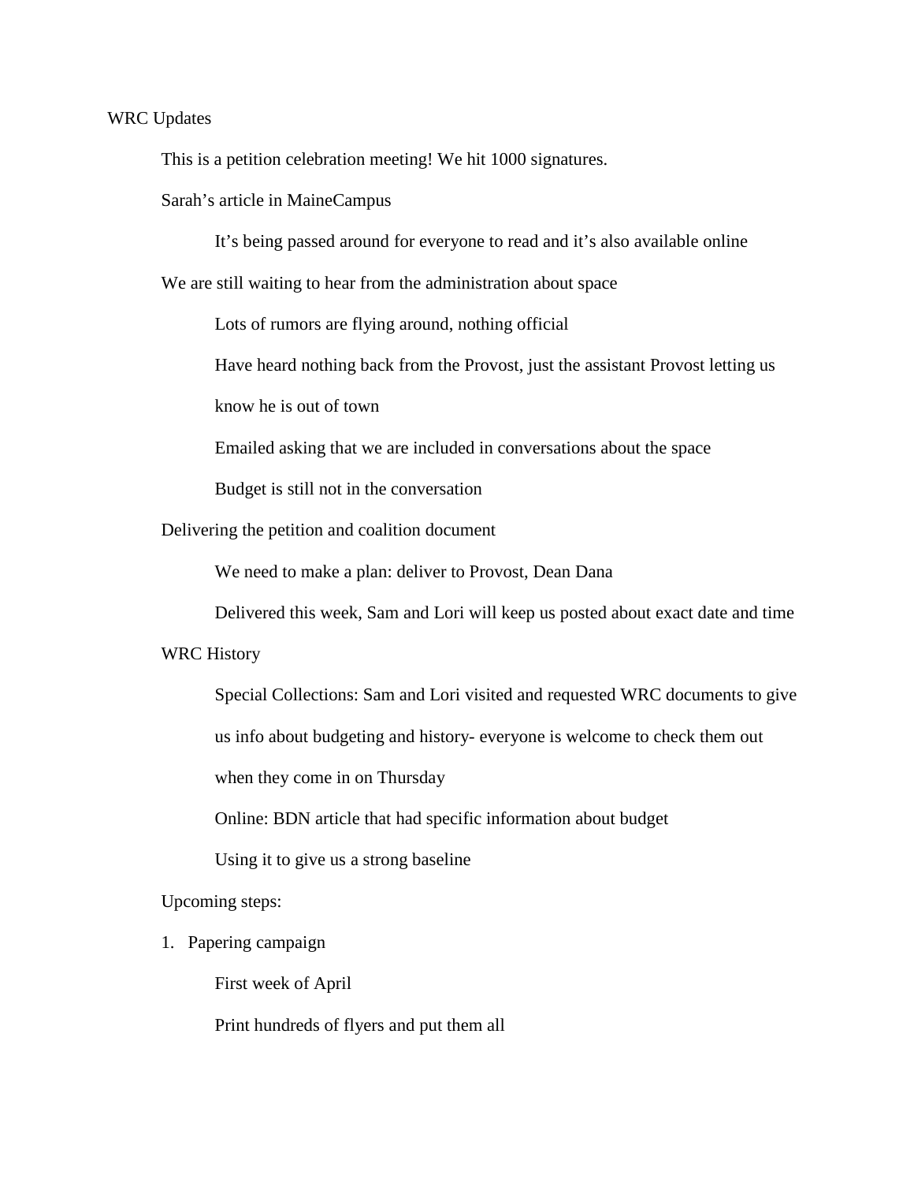WRC Updates

- This is a petition celebration meeting! We hit 1000 signatures.
- Sarah's article in MaineCampus
  - It's being passed around for everyone to read and it's also available online
- We are still waiting to hear from the administration about space
  - Lots of rumors are flying around, nothing official
  - Have heard nothing back from the Provost, just the assistant Provost letting us know he is out of town
  - Emailed asking that we are included in conversations about the space
  - Budget is still not in the conversation
- Delivering the petition and coalition document
  - We need to make a plan: deliver to Provost, Dean Dana
  - Delivered this week, Sam and Lori will keep us posted about exact date and time
- WRC History
  - Special Collections: Sam and Lori visited and requested WRC documents to give us info about budgeting and history- everyone is welcome to check them out when they come in on Thursday
  - Online: BDN article that had specific information about budget
  - Using it to give us a strong baseline
- Upcoming steps:

1. Papering campaign
   - First week of April
   - Print hundreds of flyers and put them all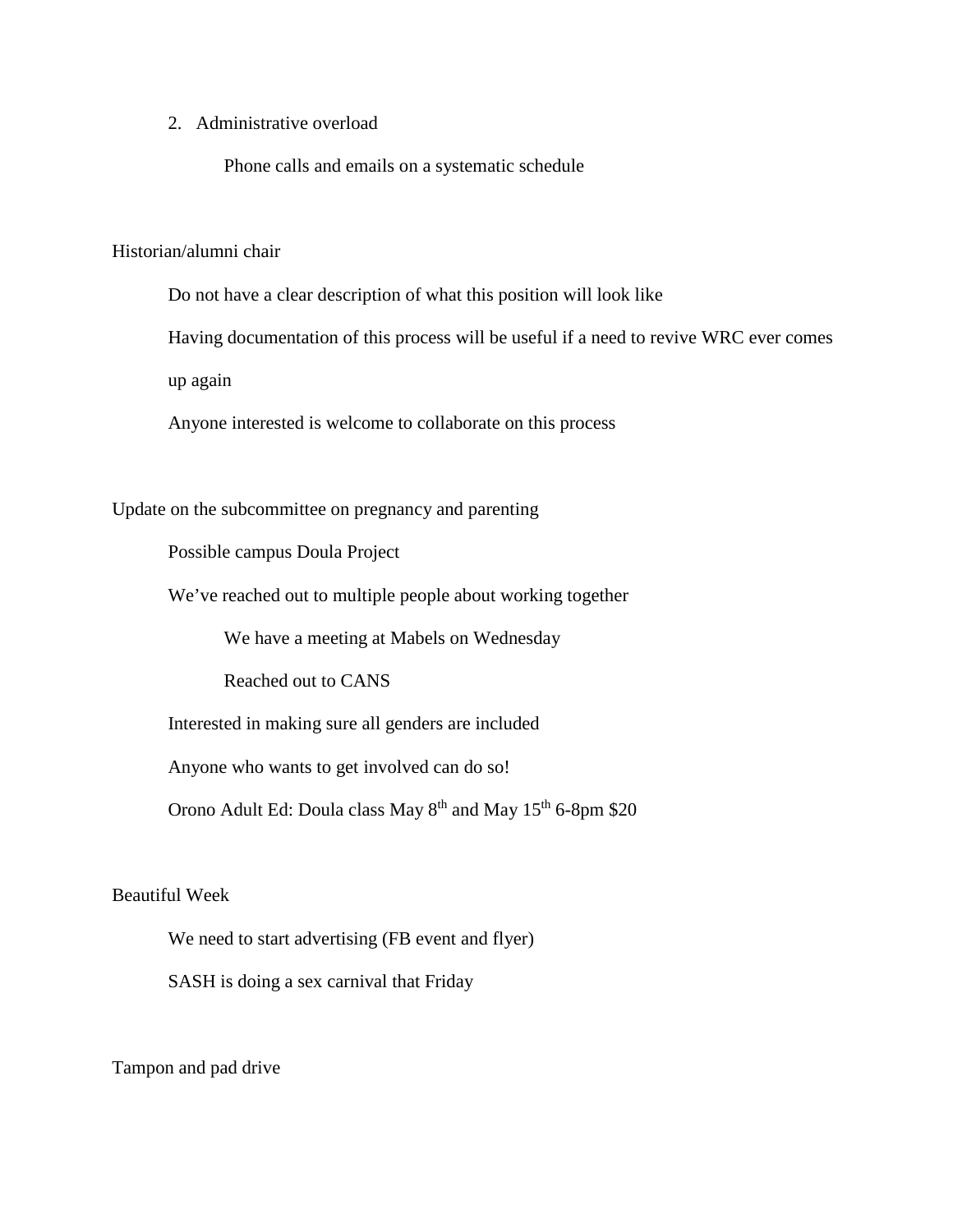2. Administrative overload

    Phone calls and emails on a systematic schedule

Historian/alumni chair

Do not have a clear description of what this position will look like

Having documentation of this process will be useful if a need to revive WRC ever comes up again

Anyone interested is welcome to collaborate on this process

Update on the subcommittee on pregnancy and parenting

Possible campus Doula Project

We've reached out to multiple people about working together

    We have a meeting at Mabels on Wednesday

    Reached out to CANS

Interested in making sure all genders are included

Anyone who wants to get involved can do so!

Orono Adult Ed: Doula class May 8th and May 15th 6-8pm $20

Beautiful Week

We need to start advertising (FB event and flyer)

SASH is doing a sex carnival that Friday

Tampon and pad drive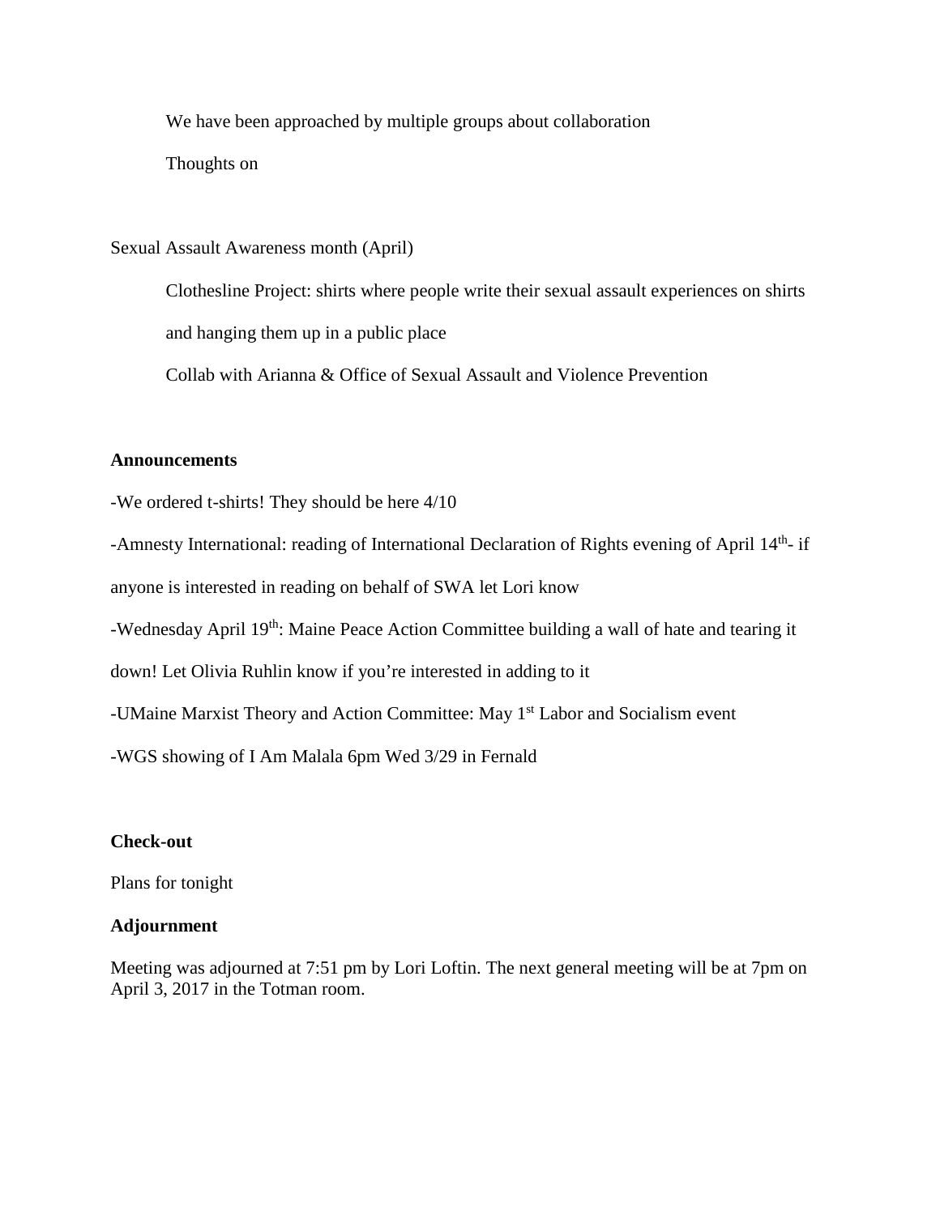We have been approached by multiple groups about collaboration

Thoughts on

Sexual Assault Awareness month (April)

Clothesline Project: shirts where people write their sexual assault experiences on shirts and hanging them up in a public place

Collab with Arianna & Office of Sexual Assault and Violence Prevention

**Announcements**

-We ordered t-shirts! They should be here 4/10

-Amnesty International: reading of International Declaration of Rights evening of April 14th- if anyone is interested in reading on behalf of SWA let Lori know

-Wednesday April 19th: Maine Peace Action Committee building a wall of hate and tearing it down! Let Olivia Ruhlin know if you're interested in adding to it

-UMaine Marxist Theory and Action Committee: May 1st Labor and Socialism event

-WGS showing of I Am Malala 6pm Wed 3/29 in Fernald

**Check-out**

Plans for tonight

**Adjournment**

Meeting was adjourned at 7:51 pm by Lori Loftin. The next general meeting will be at 7pm on April 3, 2017 in the Totman room.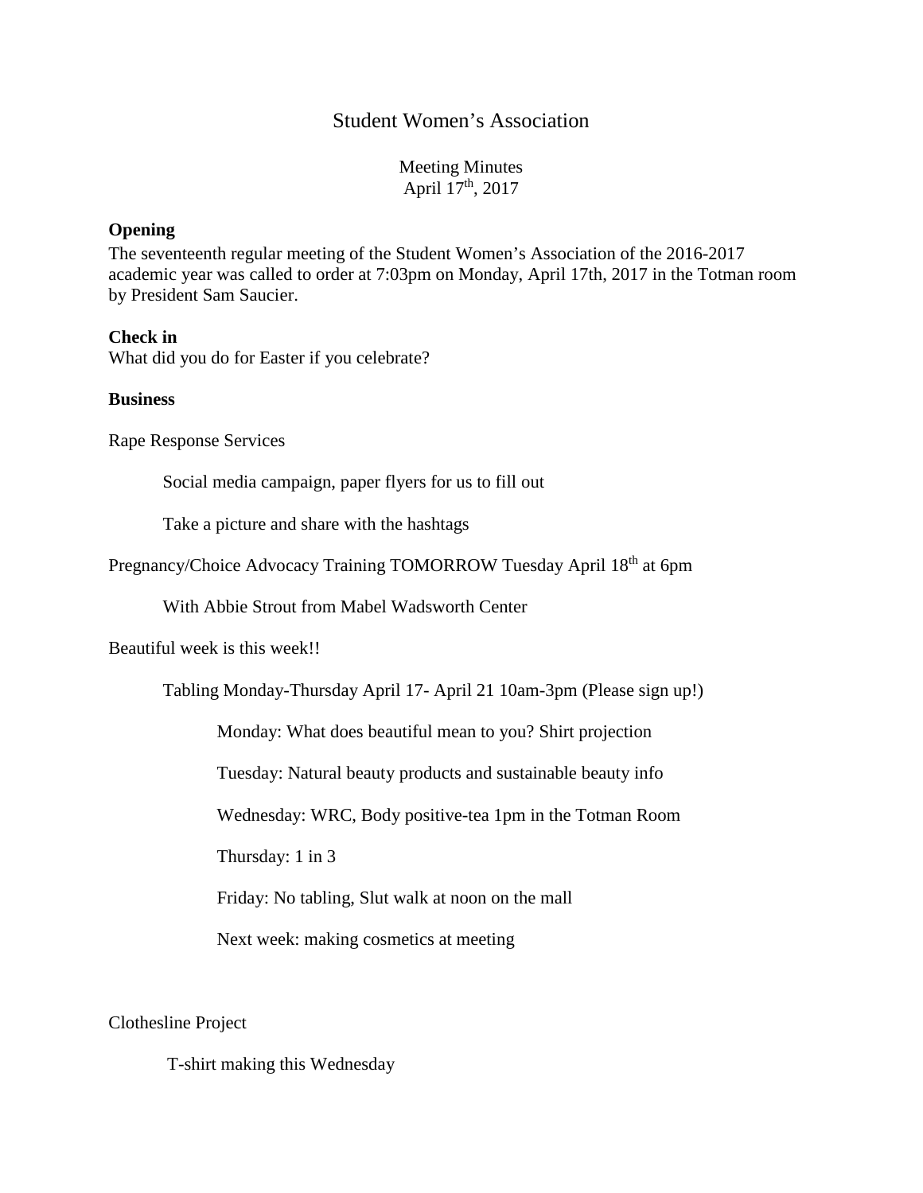# Student Women's Association

Meeting Minutes
April 17th, 2017

**Opening**

The seventeenth regular meeting of the Student Women's Association of the 2016-2017 academic year was called to order at 7:03pm on Monday, April 17th, 2017 in the Totman room by President Sam Saucier.

**Check in**

What did you do for Easter if you celebrate?

**Business**

Rape Response Services

- Social media campaign, paper flyers for us to fill out
- Take a picture and share with the hashtags

Pregnancy/Choice Advocacy Training TOMORROW Tuesday April 18th at 6pm

- With Abbie Strout from Mabel Wadsworth Center

Beautiful week is this week!!

- Tabling Monday-Thursday April 17- April 21 10am-3pm (Please sign up!)
  - Monday: What does beautiful mean to you? Shirt projection
  - Tuesday: Natural beauty products and sustainable beauty info
  - Wednesday: WRC, Body positive-tea 1pm in the Totman Room
  - Thursday: 1 in 3
  - Friday: No tabling, Slut walk at noon on the mall
  - Next week: making cosmetics at meeting

Clothesline Project

- T-shirt making this Wednesday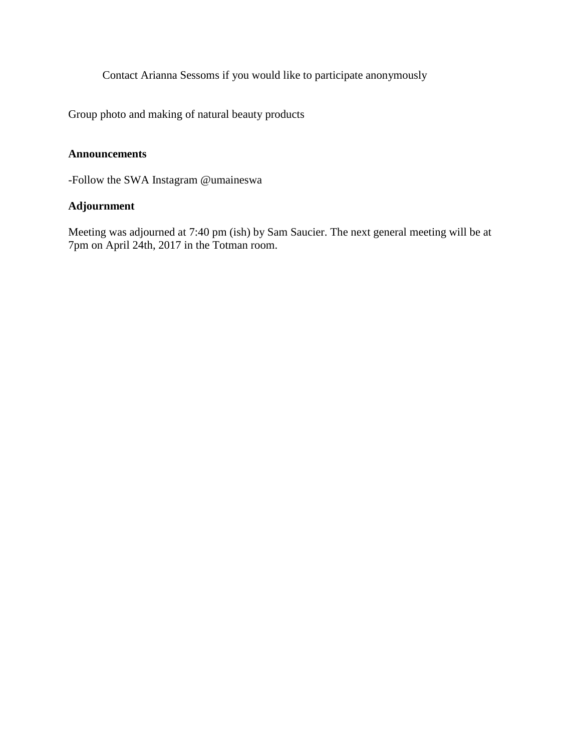Contact Arianna Sessoms if you would like to participate anonymously

Group photo and making of natural beauty products

**Announcements**

-Follow the SWA Instagram @umaineswa

**Adjournment**

Meeting was adjourned at 7:40 pm (ish) by Sam Saucier. The next general meeting will be at 7pm on April 24th, 2017 in the Totman room.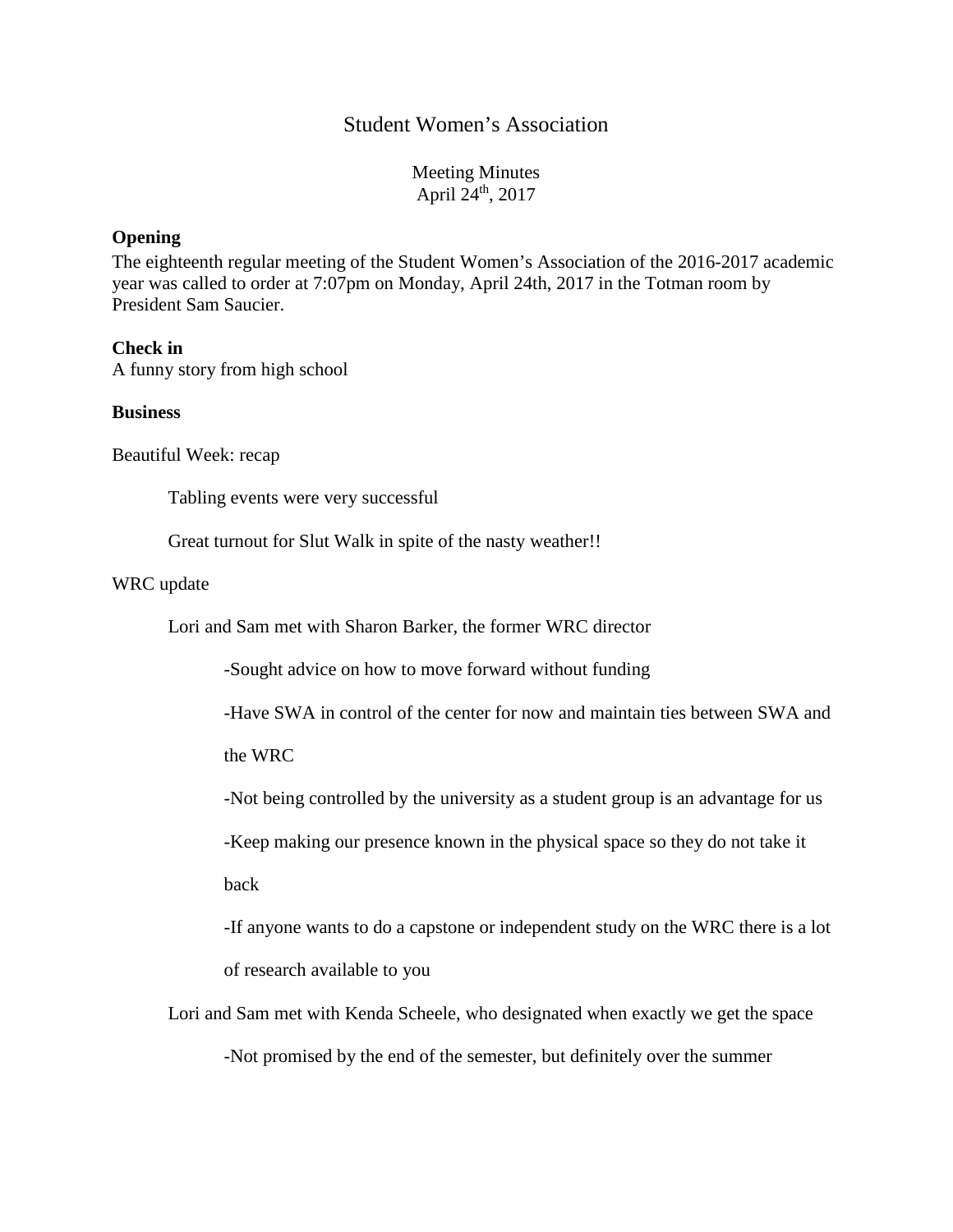# Student Women's Association

Meeting Minutes
April 24th, 2017

**Opening**

The eighteenth regular meeting of the Student Women's Association of the 2016-2017 academic year was called to order at 7:07pm on Monday, April 24th, 2017 in the Totman room by President Sam Saucier.

**Check in**

A funny story from high school

**Business**

Beautiful Week: recap

- Tabling events were very successful
- Great turnout for Slut Walk in spite of the nasty weather!!

WRC update

- Lori and Sam met with Sharon Barker, the former WRC director
  - -Sought advice on how to move forward without funding
  - -Have SWA in control of the center for now and maintain ties between SWA and the WRC
  - -Not being controlled by the university as a student group is an advantage for us
  - -Keep making our presence known in the physical space so they do not take it back
  - -If anyone wants to do a capstone or independent study on the WRC there is a lot of research available to you
- Lori and Sam met with Kenda Scheele, who designated when exactly we get the space
  - -Not promised by the end of the semester, but definitely over the summer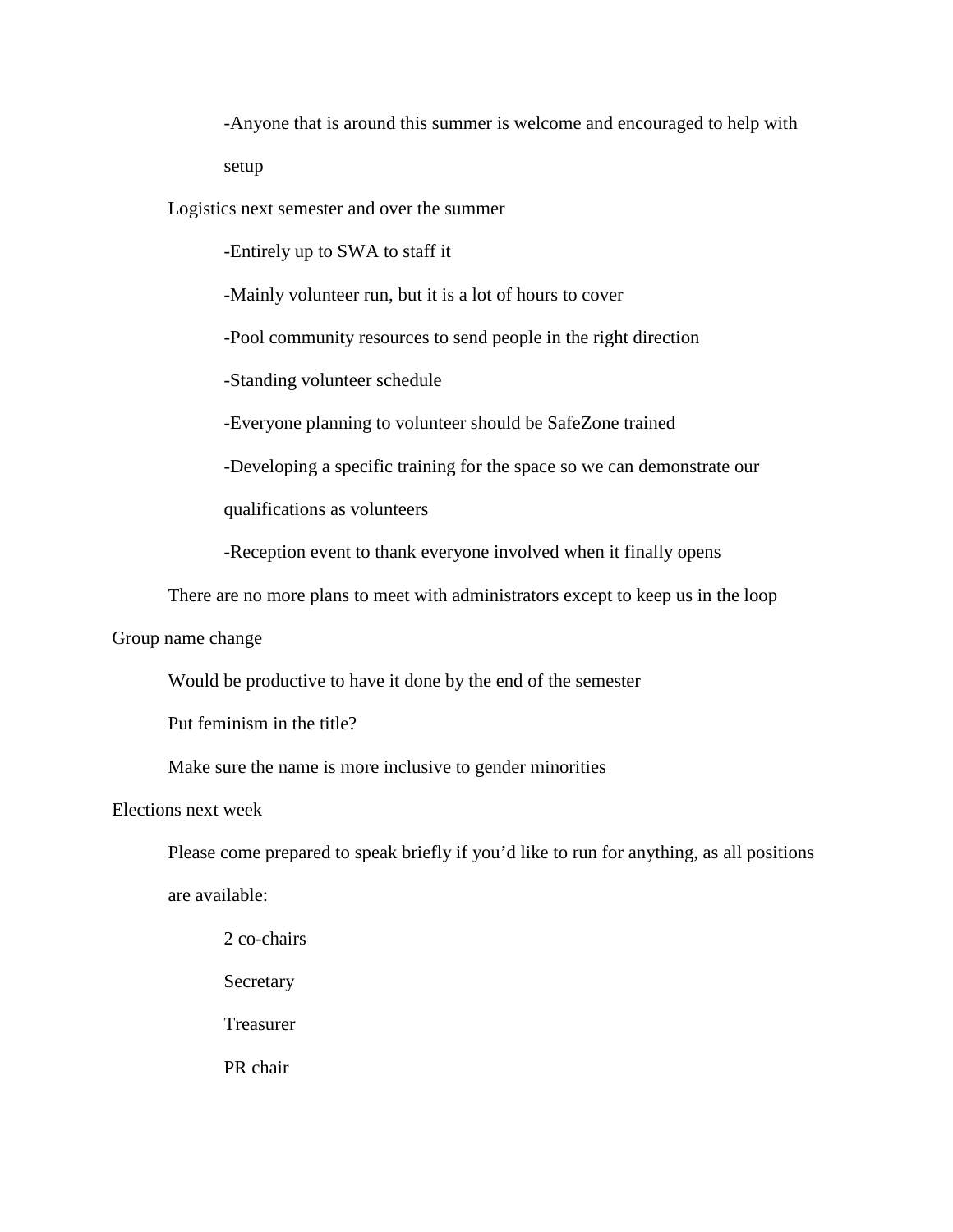- -Anyone that is around this summer is welcome and encouraged to help with setup
    - Logistics next semester and over the summer
        - -Entirely up to SWA to staff it
        - -Mainly volunteer run, but it is a lot of hours to cover
        - -Pool community resources to send people in the right direction
        - -Standing volunteer schedule
        - -Everyone planning to volunteer should be SafeZone trained
        - -Developing a specific training for the space so we can demonstrate our qualifications as volunteers
        - -Reception event to thank everyone involved when it finally opens
    - There are no more plans to meet with administrators except to keep us in the loop
- Group name change
    - Would be productive to have it done by the end of the semester
    - Put feminism in the title?
    - Make sure the name is more inclusive to gender minorities
- Elections next week
    - Please come prepared to speak briefly if you'd like to run for anything, as all positions are available:
        - 2 co-chairs
        - Secretary
        - Treasurer
        - PR chair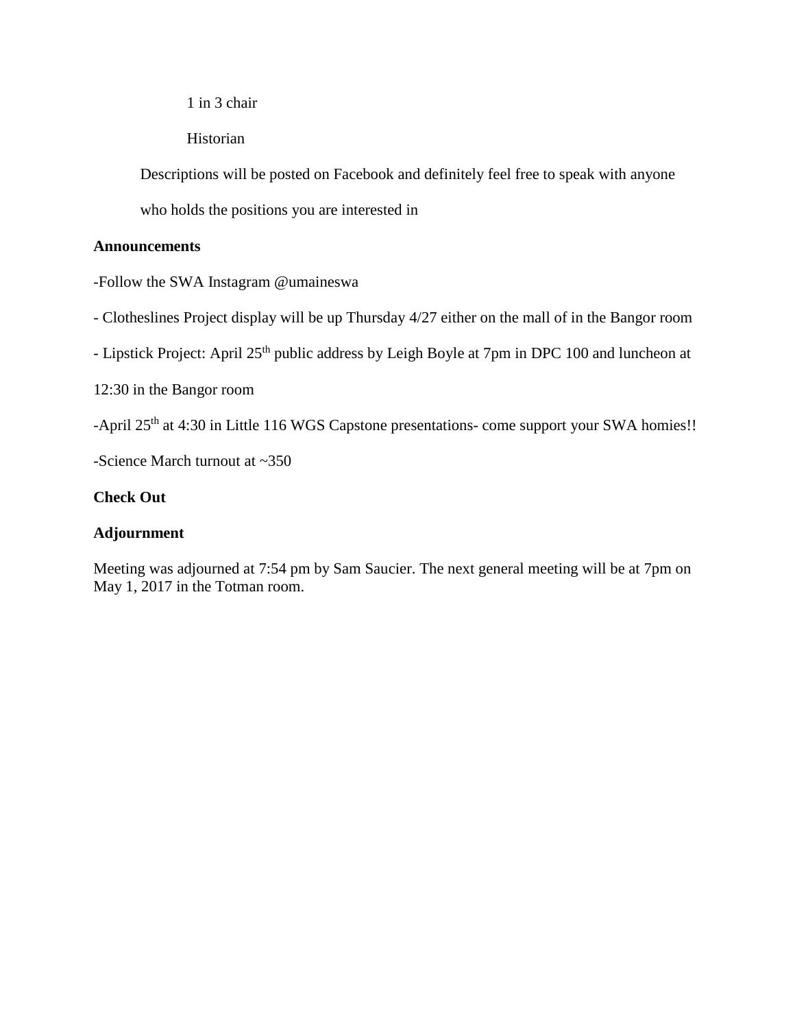1 in 3 chair

Historian

Descriptions will be posted on Facebook and definitely feel free to speak with anyone who holds the positions you are interested in

**Announcements**

-Follow the SWA Instagram @umaineswa

- Clotheslines Project display will be up Thursday 4/27 either on the mall of in the Bangor room

- Lipstick Project: April 25th public address by Leigh Boyle at 7pm in DPC 100 and luncheon at 12:30 in the Bangor room

-April 25th at 4:30 in Little 116 WGS Capstone presentations- come support your SWA homies!!

-Science March turnout at ~350

**Check Out**

**Adjournment**

Meeting was adjourned at 7:54 pm by Sam Saucier. The next general meeting will be at 7pm on May 1, 2017 in the Totman room.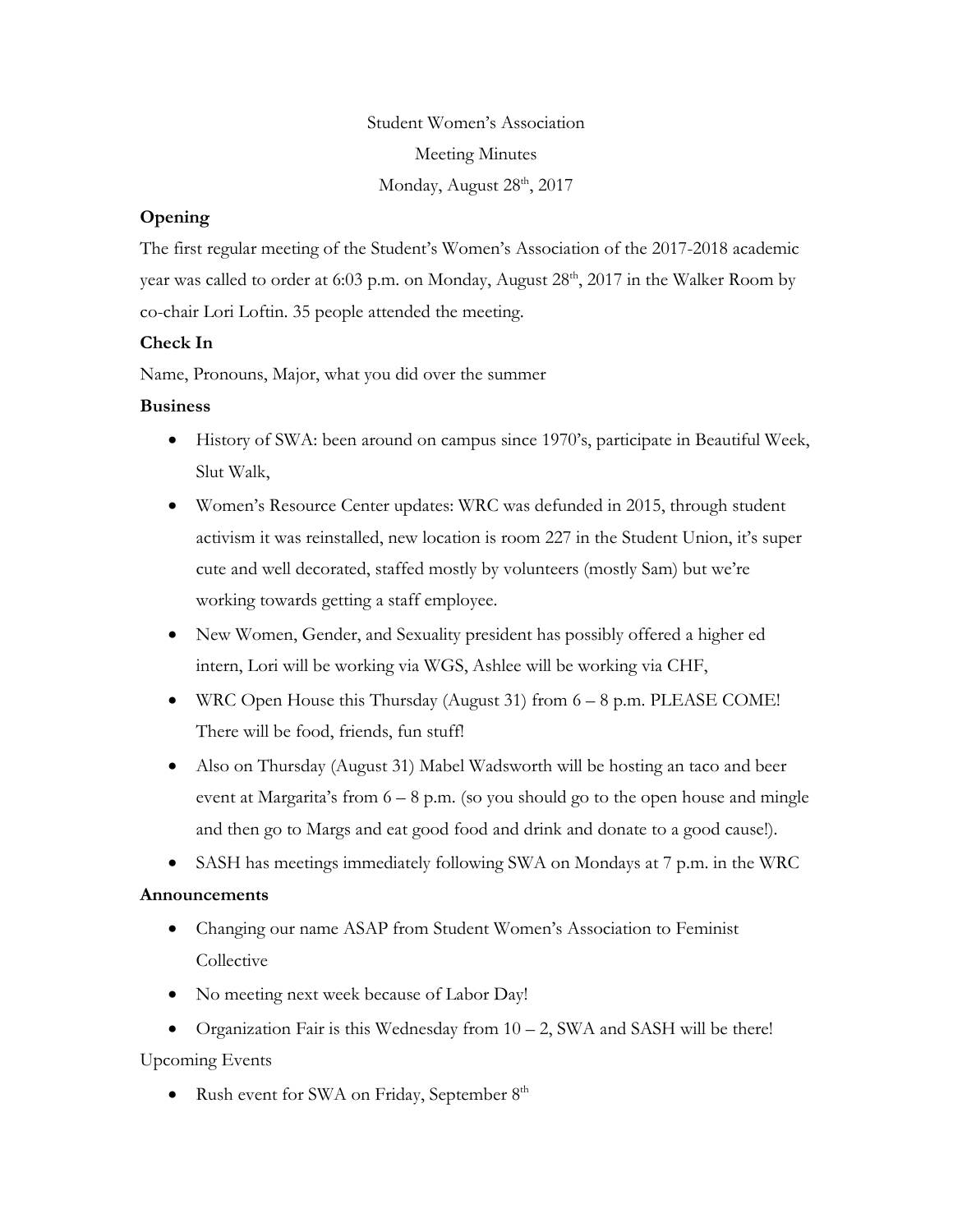Student Women's Association

Meeting Minutes

Monday, August 28th, 2017

**Opening**

The first regular meeting of the Student's Women's Association of the 2017-2018 academic year was called to order at 6:03 p.m. on Monday, August 28th, 2017 in the Walker Room by co-chair Lori Loftin. 35 people attended the meeting.

**Check In**

Name, Pronouns, Major, what you did over the summer

**Business**

- History of SWA: been around on campus since 1970's, participate in Beautiful Week, Slut Walk,
- Women's Resource Center updates: WRC was defunded in 2015, through student activism it was reinstalled, new location is room 227 in the Student Union, it's super cute and well decorated, staffed mostly by volunteers (mostly Sam) but we're working towards getting a staff employee.
- New Women, Gender, and Sexuality president has possibly offered a higher ed intern, Lori will be working via WGS, Ashlee will be working via CHF,
- WRC Open House this Thursday (August 31) from 6 – 8 p.m. PLEASE COME! There will be food, friends, fun stuff!
- Also on Thursday (August 31) Mabel Wadsworth will be hosting an taco and beer event at Margarita's from 6 – 8 p.m. (so you should go to the open house and mingle and then go to Margs and eat good food and drink and donate to a good cause!).
- SASH has meetings immediately following SWA on Mondays at 7 p.m. in the WRC

**Announcements**

- Changing our name ASAP from Student Women's Association to Feminist Collective
- No meeting next week because of Labor Day!
- Organization Fair is this Wednesday from 10 – 2, SWA and SASH will be there!

Upcoming Events

- Rush event for SWA on Friday, September 8th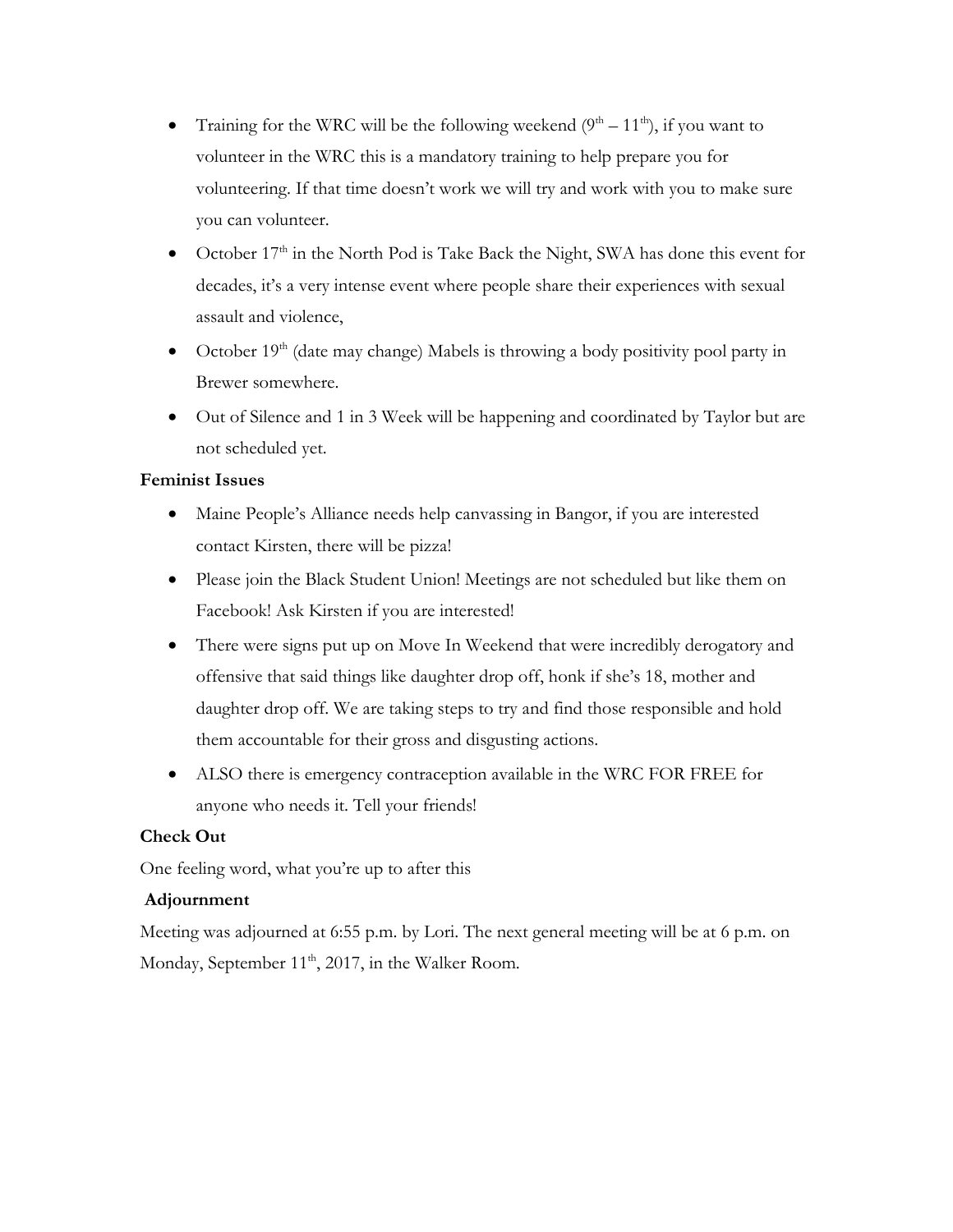- Training for the WRC will be the following weekend (9th – 11th), if you want to volunteer in the WRC this is a mandatory training to help prepare you for volunteering. If that time doesn't work we will try and work with you to make sure you can volunteer.
- October 17th in the North Pod is Take Back the Night, SWA has done this event for decades, it's a very intense event where people share their experiences with sexual assault and violence,
- October 19th (date may change) Mabels is throwing a body positivity pool party in Brewer somewhere.
- Out of Silence and 1 in 3 Week will be happening and coordinated by Taylor but are not scheduled yet.

**Feminist Issues**

- Maine People's Alliance needs help canvassing in Bangor, if you are interested contact Kirsten, there will be pizza!
- Please join the Black Student Union! Meetings are not scheduled but like them on Facebook! Ask Kirsten if you are interested!
- There were signs put up on Move In Weekend that were incredibly derogatory and offensive that said things like daughter drop off, honk if she's 18, mother and daughter drop off. We are taking steps to try and find those responsible and hold them accountable for their gross and disgusting actions.
- ALSO there is emergency contraception available in the WRC FOR FREE for anyone who needs it. Tell your friends!

**Check Out**

One feeling word, what you're up to after this

**Adjournment**

Meeting was adjourned at 6:55 p.m. by Lori. The next general meeting will be at 6 p.m. on Monday, September 11th, 2017, in the Walker Room.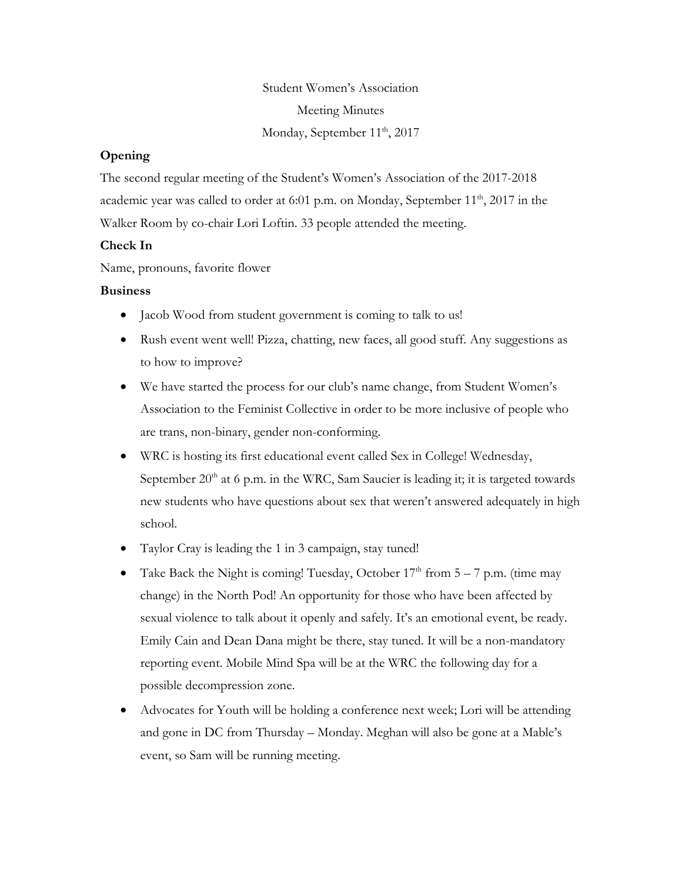Student Women's Association

Meeting Minutes

Monday, September 11th, 2017

**Opening**

The second regular meeting of the Student's Women's Association of the 2017-2018 academic year was called to order at 6:01 p.m. on Monday, September 11th, 2017 in the Walker Room by co-chair Lori Loftin. 33 people attended the meeting.

**Check In**

Name, pronouns, favorite flower

**Business**

- Jacob Wood from student government is coming to talk to us!
- Rush event went well! Pizza, chatting, new faces, all good stuff. Any suggestions as to how to improve?
- We have started the process for our club's name change, from Student Women's Association to the Feminist Collective in order to be more inclusive of people who are trans, non-binary, gender non-conforming.
- WRC is hosting its first educational event called Sex in College! Wednesday, September 20th at 6 p.m. in the WRC, Sam Saucier is leading it; it is targeted towards new students who have questions about sex that weren't answered adequately in high school.
- Taylor Cray is leading the 1 in 3 campaign, stay tuned!
- Take Back the Night is coming! Tuesday, October 17th from 5 – 7 p.m. (time may change) in the North Pod! An opportunity for those who have been affected by sexual violence to talk about it openly and safely. It's an emotional event, be ready. Emily Cain and Dean Dana might be there, stay tuned. It will be a non-mandatory reporting event. Mobile Mind Spa will be at the WRC the following day for a possible decompression zone.
- Advocates for Youth will be holding a conference next week; Lori will be attending and gone in DC from Thursday – Monday. Meghan will also be gone at a Mable's event, so Sam will be running meeting.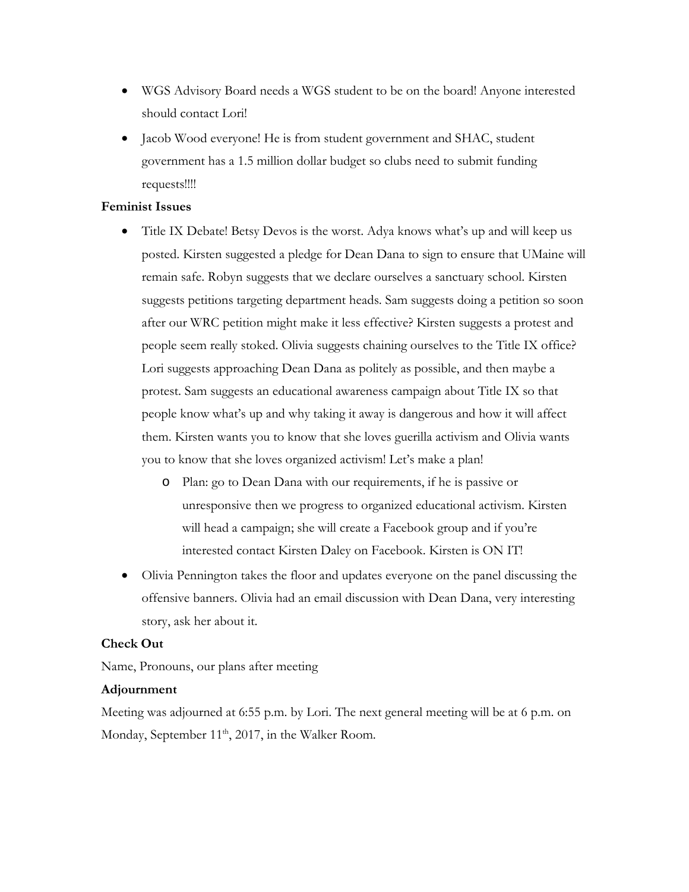- WGS Advisory Board needs a WGS student to be on the board! Anyone interested should contact Lori!
- Jacob Wood everyone! He is from student government and SHAC, student government has a 1.5 million dollar budget so clubs need to submit funding requests!!!!

**Feminist Issues**

- Title IX Debate! Betsy Devos is the worst. Adya knows what's up and will keep us posted. Kirsten suggested a pledge for Dean Dana to sign to ensure that UMaine will remain safe. Robyn suggests that we declare ourselves a sanctuary school. Kirsten suggests petitions targeting department heads. Sam suggests doing a petition so soon after our WRC petition might make it less effective? Kirsten suggests a protest and people seem really stoked. Olivia suggests chaining ourselves to the Title IX office? Lori suggests approaching Dean Dana as politely as possible, and then maybe a protest. Sam suggests an educational awareness campaign about Title IX so that people know what's up and why taking it away is dangerous and how it will affect them. Kirsten wants you to know that she loves guerilla activism and Olivia wants you to know that she loves organized activism! Let's make a plan!
    - Plan: go to Dean Dana with our requirements, if he is passive or unresponsive then we progress to organized educational activism. Kirsten will head a campaign; she will create a Facebook group and if you're interested contact Kirsten Daley on Facebook. Kirsten is ON IT!
- Olivia Pennington takes the floor and updates everyone on the panel discussing the offensive banners. Olivia had an email discussion with Dean Dana, very interesting story, ask her about it.

**Check Out**

Name, Pronouns, our plans after meeting

**Adjournment**

Meeting was adjourned at 6:55 p.m. by Lori. The next general meeting will be at 6 p.m. on Monday, September 11th, 2017, in the Walker Room.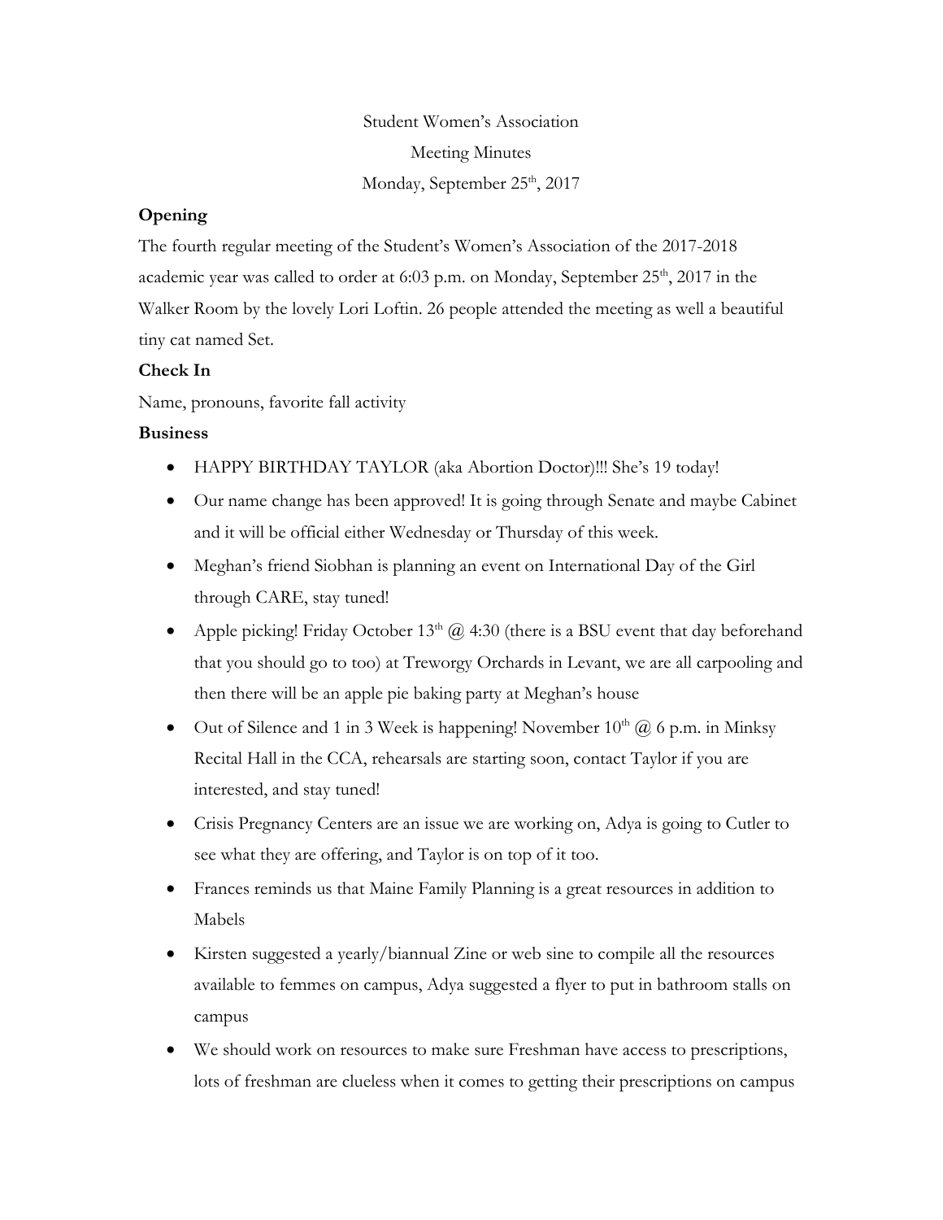Student Women's Association

Meeting Minutes

Monday, September 25th, 2017

**Opening**

The fourth regular meeting of the Student's Women's Association of the 2017-2018 academic year was called to order at 6:03 p.m. on Monday, September 25th, 2017 in the Walker Room by the lovely Lori Loftin. 26 people attended the meeting as well a beautiful tiny cat named Set.

**Check In**

Name, pronouns, favorite fall activity

**Business**

- HAPPY BIRTHDAY TAYLOR (aka Abortion Doctor)!!! She's 19 today!
- Our name change has been approved! It is going through Senate and maybe Cabinet and it will be official either Wednesday or Thursday of this week.
- Meghan's friend Siobhan is planning an event on International Day of the Girl through CARE, stay tuned!
- Apple picking! Friday October 13th @ 4:30 (there is a BSU event that day beforehand that you should go to too) at Treworgy Orchards in Levant, we are all carpooling and then there will be an apple pie baking party at Meghan's house
- Out of Silence and 1 in 3 Week is happening! November 10th @ 6 p.m. in Minksy Recital Hall in the CCA, rehearsals are starting soon, contact Taylor if you are interested, and stay tuned!
- Crisis Pregnancy Centers are an issue we are working on, Adya is going to Cutler to see what they are offering, and Taylor is on top of it too.
- Frances reminds us that Maine Family Planning is a great resources in addition to Mabels
- Kirsten suggested a yearly/biannual Zine or web sine to compile all the resources available to femmes on campus, Adya suggested a flyer to put in bathroom stalls on campus
- We should work on resources to make sure Freshman have access to prescriptions, lots of freshman are clueless when it comes to getting their prescriptions on campus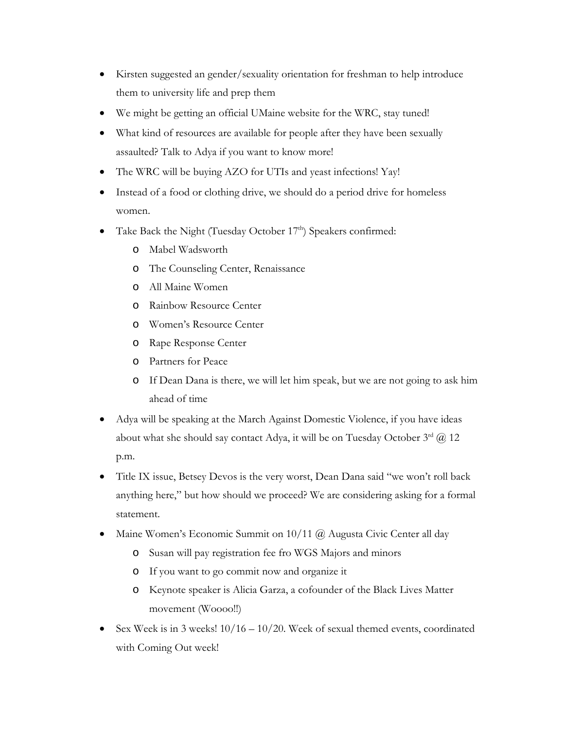- Kirsten suggested an gender/sexuality orientation for freshman to help introduce them to university life and prep them
- We might be getting an official UMaine website for the WRC, stay tuned!
- What kind of resources are available for people after they have been sexually assaulted? Talk to Adya if you want to know more!
- The WRC will be buying AZO for UTIs and yeast infections! Yay!
- Instead of a food or clothing drive, we should do a period drive for homeless women.
- Take Back the Night (Tuesday October 17th) Speakers confirmed:
  - Mabel Wadsworth
  - The Counseling Center, Renaissance
  - All Maine Women
  - Rainbow Resource Center
  - Women's Resource Center
  - Rape Response Center
  - Partners for Peace
  - If Dean Dana is there, we will let him speak, but we are not going to ask him ahead of time
- Adya will be speaking at the March Against Domestic Violence, if you have ideas about what she should say contact Adya, it will be on Tuesday October 3rd @ 12 p.m.
- Title IX issue, Betsey Devos is the very worst, Dean Dana said "we won't roll back anything here," but how should we proceed? We are considering asking for a formal statement.
- Maine Women's Economic Summit on 10/11 @ Augusta Civic Center all day
  - Susan will pay registration fee fro WGS Majors and minors
  - If you want to go commit now and organize it
  - Keynote speaker is Alicia Garza, a cofounder of the Black Lives Matter movement (Woooo!!)
- Sex Week is in 3 weeks! 10/16 – 10/20. Week of sexual themed events, coordinated with Coming Out week!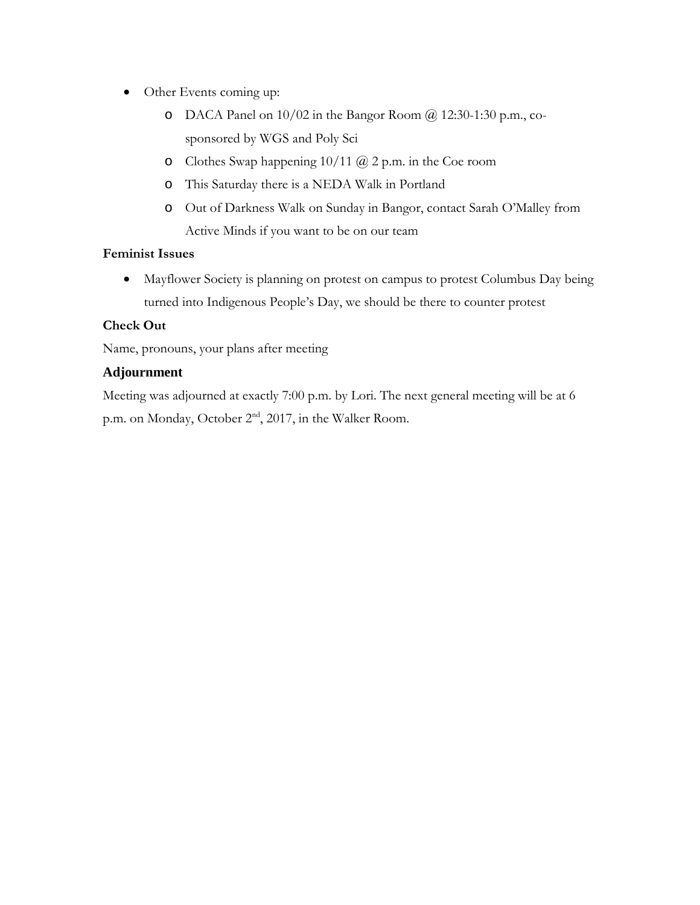- Other Events coming up:
  - DACA Panel on 10/02 in the Bangor Room @ 12:30-1:30 p.m., co-sponsored by WGS and Poly Sci
  - Clothes Swap happening 10/11 @ 2 p.m. in the Coe room
  - This Saturday there is a NEDA Walk in Portland
  - Out of Darkness Walk on Sunday in Bangor, contact Sarah O'Malley from Active Minds if you want to be on our team

**Feminist Issues**

- Mayflower Society is planning on protest on campus to protest Columbus Day being turned into Indigenous People's Day, we should be there to counter protest

**Check Out**

Name, pronouns, your plans after meeting

## Adjournment

Meeting was adjourned at exactly 7:00 p.m. by Lori. The next general meeting will be at 6 p.m. on Monday, October 2nd, 2017, in the Walker Room.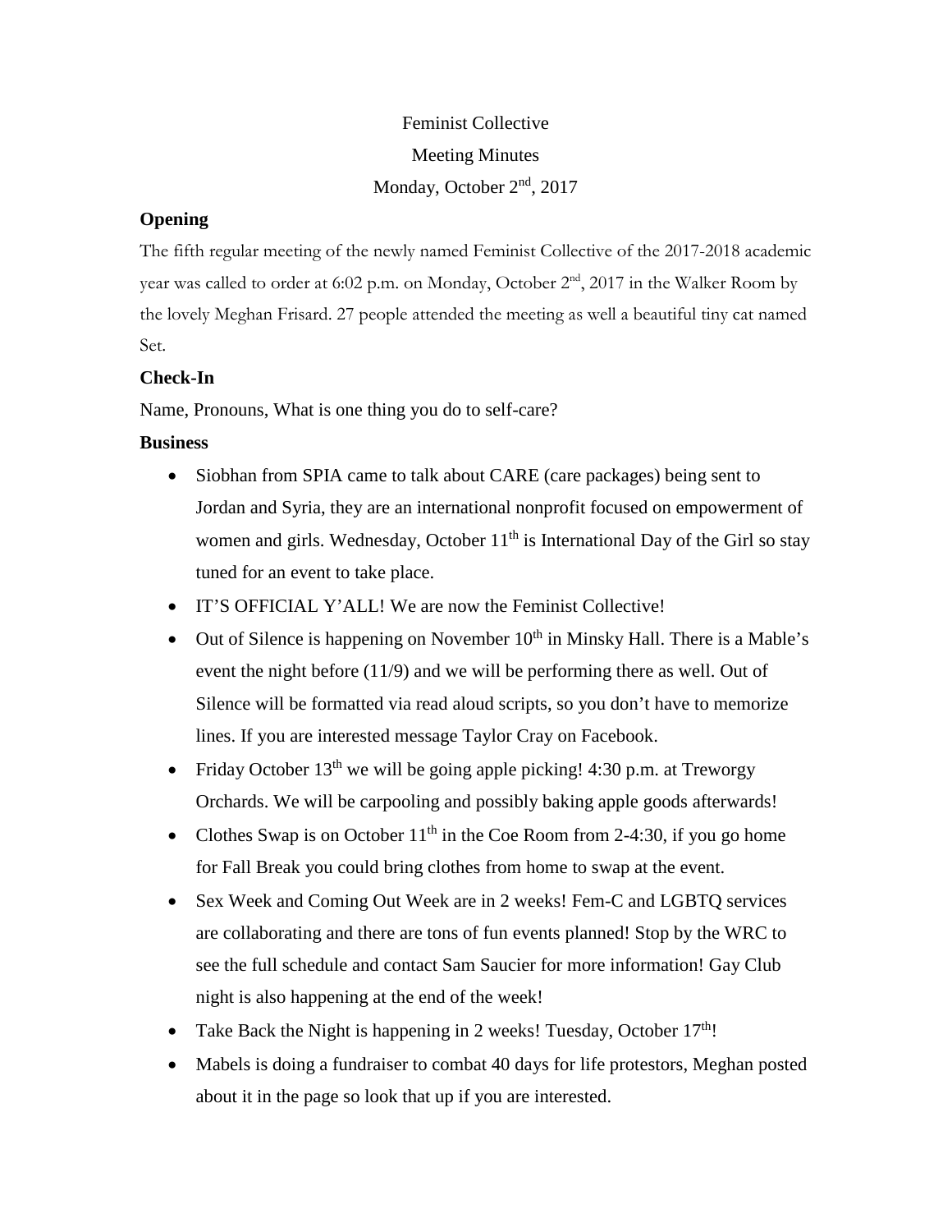Feminist Collective

Meeting Minutes

Monday, October 2nd, 2017

**Opening**

The fifth regular meeting of the newly named Feminist Collective of the 2017-2018 academic year was called to order at 6:02 p.m. on Monday, October 2nd, 2017 in the Walker Room by the lovely Meghan Frisard. 27 people attended the meeting as well a beautiful tiny cat named Set.

**Check-In**

Name, Pronouns, What is one thing you do to self-care?

**Business**

- Siobhan from SPIA came to talk about CARE (care packages) being sent to Jordan and Syria, they are an international nonprofit focused on empowerment of women and girls. Wednesday, October 11th is International Day of the Girl so stay tuned for an event to take place.
- IT'S OFFICIAL Y'ALL! We are now the Feminist Collective!
- Out of Silence is happening on November 10th in Minsky Hall. There is a Mable's event the night before (11/9) and we will be performing there as well. Out of Silence will be formatted via read aloud scripts, so you don't have to memorize lines. If you are interested message Taylor Cray on Facebook.
- Friday October 13th we will be going apple picking! 4:30 p.m. at Treworgy Orchards. We will be carpooling and possibly baking apple goods afterwards!
- Clothes Swap is on October 11th in the Coe Room from 2-4:30, if you go home for Fall Break you could bring clothes from home to swap at the event.
- Sex Week and Coming Out Week are in 2 weeks! Fem-C and LGBTQ services are collaborating and there are tons of fun events planned! Stop by the WRC to see the full schedule and contact Sam Saucier for more information! Gay Club night is also happening at the end of the week!
- Take Back the Night is happening in 2 weeks! Tuesday, October 17th!
- Mabels is doing a fundraiser to combat 40 days for life protestors, Meghan posted about it in the page so look that up if you are interested.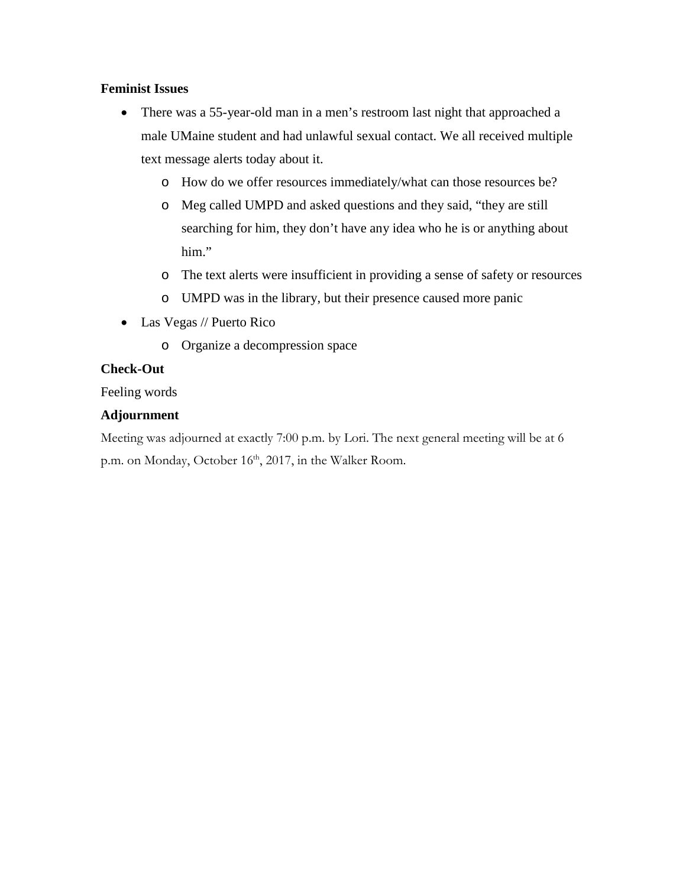**Feminist Issues**

- There was a 55-year-old man in a men's restroom last night that approached a male UMaine student and had unlawful sexual contact. We all received multiple text message alerts today about it.
  - How do we offer resources immediately/what can those resources be?
  - Meg called UMPD and asked questions and they said, "they are still searching for him, they don't have any idea who he is or anything about him."
  - The text alerts were insufficient in providing a sense of safety or resources
  - UMPD was in the library, but their presence caused more panic
- Las Vegas // Puerto Rico
  - Organize a decompression space

**Check-Out**

Feeling words

**Adjournment**

Meeting was adjourned at exactly 7:00 p.m. by Lori. The next general meeting will be at 6 p.m. on Monday, October 16th, 2017, in the Walker Room.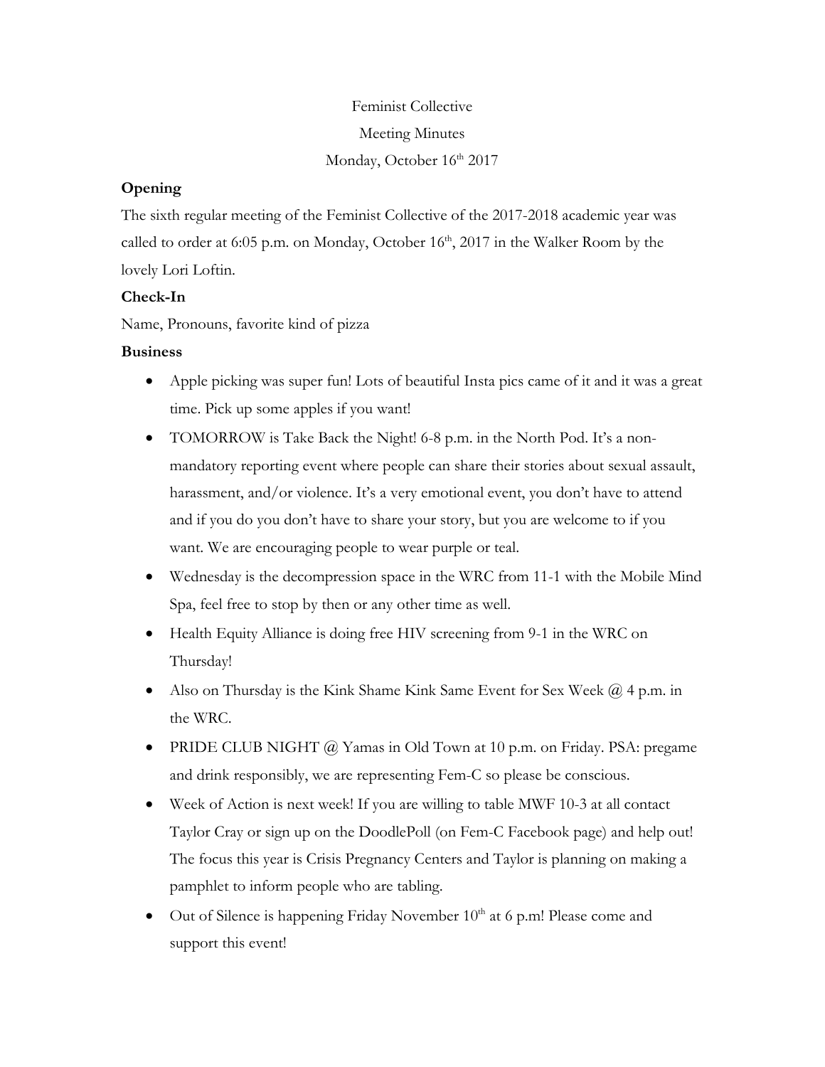Feminist Collective

Meeting Minutes

Monday, October 16th 2017

**Opening**

The sixth regular meeting of the Feminist Collective of the 2017-2018 academic year was called to order at 6:05 p.m. on Monday, October 16th, 2017 in the Walker Room by the lovely Lori Loftin.

**Check-In**

Name, Pronouns, favorite kind of pizza

**Business**

- Apple picking was super fun! Lots of beautiful Insta pics came of it and it was a great time. Pick up some apples if you want!
- TOMORROW is Take Back the Night! 6-8 p.m. in the North Pod. It's a non-mandatory reporting event where people can share their stories about sexual assault, harassment, and/or violence. It's a very emotional event, you don't have to attend and if you do you don't have to share your story, but you are welcome to if you want. We are encouraging people to wear purple or teal.
- Wednesday is the decompression space in the WRC from 11-1 with the Mobile Mind Spa, feel free to stop by then or any other time as well.
- Health Equity Alliance is doing free HIV screening from 9-1 in the WRC on Thursday!
- Also on Thursday is the Kink Shame Kink Same Event for Sex Week @ 4 p.m. in the WRC.
- PRIDE CLUB NIGHT @ Yamas in Old Town at 10 p.m. on Friday. PSA: pregame and drink responsibly, we are representing Fem-C so please be conscious.
- Week of Action is next week! If you are willing to table MWF 10-3 at all contact Taylor Cray or sign up on the DoodlePoll (on Fem-C Facebook page) and help out! The focus this year is Crisis Pregnancy Centers and Taylor is planning on making a pamphlet to inform people who are tabling.
- Out of Silence is happening Friday November 10th at 6 p.m! Please come and support this event!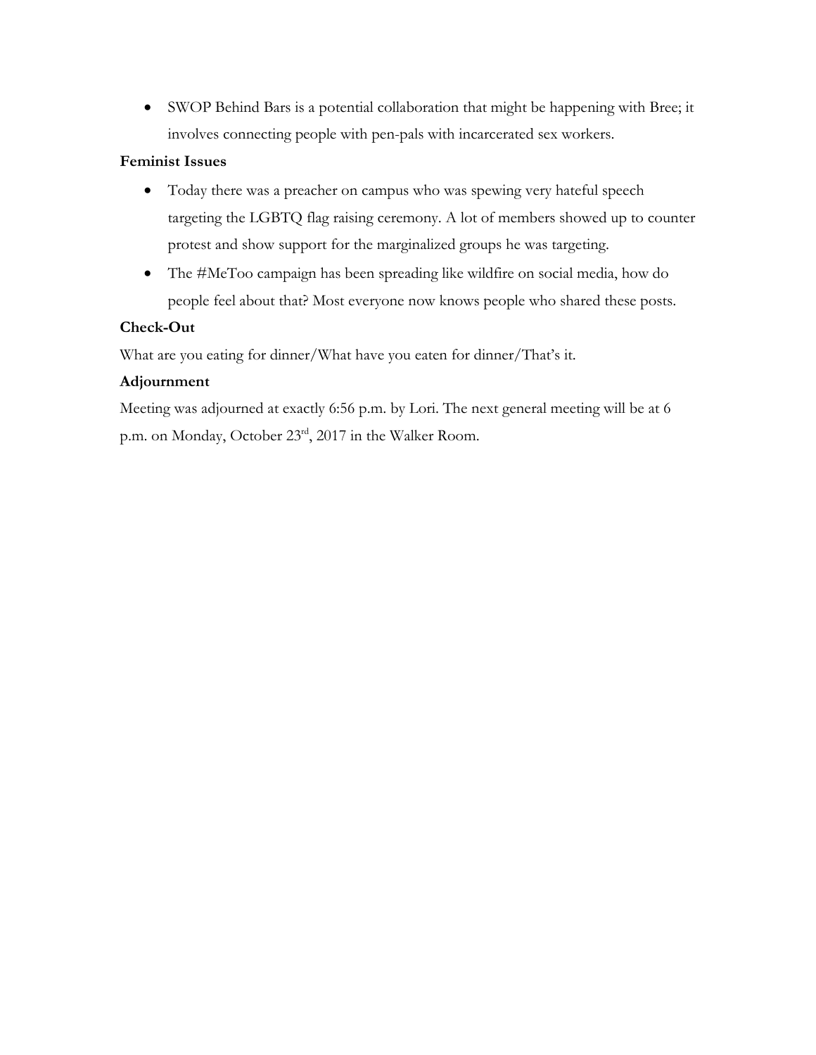- SWOP Behind Bars is a potential collaboration that might be happening with Bree; it involves connecting people with pen-pals with incarcerated sex workers.

**Feminist Issues**

- Today there was a preacher on campus who was spewing very hateful speech targeting the LGBTQ flag raising ceremony. A lot of members showed up to counter protest and show support for the marginalized groups he was targeting.
- The #MeToo campaign has been spreading like wildfire on social media, how do people feel about that? Most everyone now knows people who shared these posts.

**Check-Out**

What are you eating for dinner/What have you eaten for dinner/That's it.

**Adjournment**

Meeting was adjourned at exactly 6:56 p.m. by Lori. The next general meeting will be at 6 p.m. on Monday, October 23rd, 2017 in the Walker Room.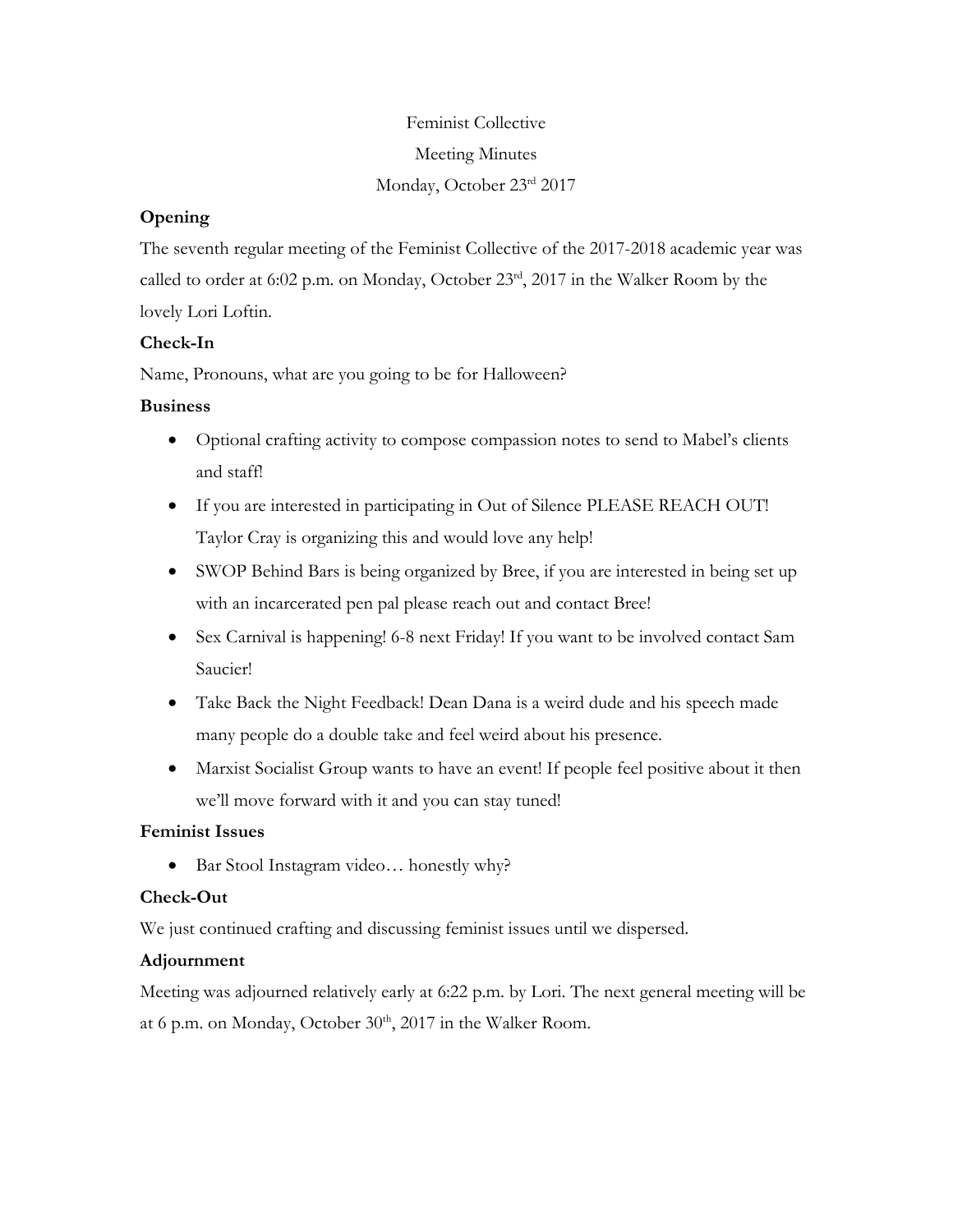Feminist Collective

Meeting Minutes

Monday, October 23rd 2017

**Opening**

The seventh regular meeting of the Feminist Collective of the 2017-2018 academic year was called to order at 6:02 p.m. on Monday, October 23rd, 2017 in the Walker Room by the lovely Lori Loftin.

**Check-In**

Name, Pronouns, what are you going to be for Halloween?

**Business**

- Optional crafting activity to compose compassion notes to send to Mabel's clients and staff!
- If you are interested in participating in Out of Silence PLEASE REACH OUT! Taylor Cray is organizing this and would love any help!
- SWOP Behind Bars is being organized by Bree, if you are interested in being set up with an incarcerated pen pal please reach out and contact Bree!
- Sex Carnival is happening! 6-8 next Friday! If you want to be involved contact Sam Saucier!
- Take Back the Night Feedback! Dean Dana is a weird dude and his speech made many people do a double take and feel weird about his presence.
- Marxist Socialist Group wants to have an event! If people feel positive about it then we'll move forward with it and you can stay tuned!

**Feminist Issues**

- Bar Stool Instagram video… honestly why?

**Check-Out**

We just continued crafting and discussing feminist issues until we dispersed.

**Adjournment**

Meeting was adjourned relatively early at 6:22 p.m. by Lori. The next general meeting will be at 6 p.m. on Monday, October 30th, 2017 in the Walker Room.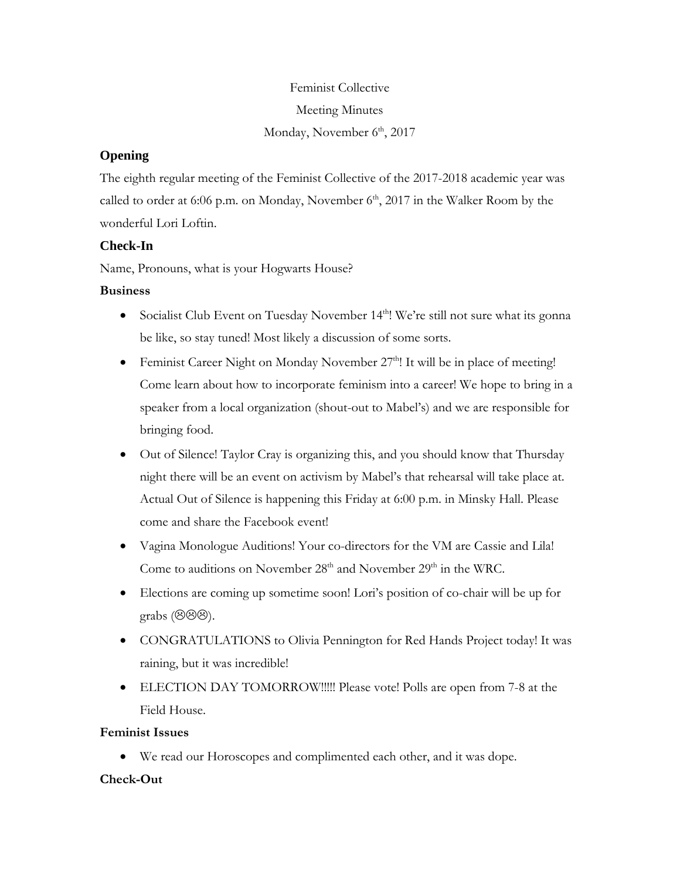Feminist Collective

Meeting Minutes

Monday, November 6th, 2017

## Opening

The eighth regular meeting of the Feminist Collective of the 2017-2018 academic year was called to order at 6:06 p.m. on Monday, November 6th, 2017 in the Walker Room by the wonderful Lori Loftin.

## Check-In

Name, Pronouns, what is your Hogwarts House?

### Business

- Socialist Club Event on Tuesday November 14th! We're still not sure what its gonna be like, so stay tuned! Most likely a discussion of some sorts.
- Feminist Career Night on Monday November 27th! It will be in place of meeting! Come learn about how to incorporate feminism into a career! We hope to bring in a speaker from a local organization (shout-out to Mabel's) and we are responsible for bringing food.
- Out of Silence! Taylor Cray is organizing this, and you should know that Thursday night there will be an event on activism by Mabel's that rehearsal will take place at. Actual Out of Silence is happening this Friday at 6:00 p.m. in Minsky Hall. Please come and share the Facebook event!
- Vagina Monologue Auditions! Your co-directors for the VM are Cassie and Lila! Come to auditions on November 28th and November 29th in the WRC.
- Elections are coming up sometime soon! Lori's position of co-chair will be up for grabs (☹☹☹).
- CONGRATULATIONS to Olivia Pennington for Red Hands Project today! It was raining, but it was incredible!
- ELECTION DAY TOMORROW!!!!! Please vote! Polls are open from 7-8 at the Field House.

### Feminist Issues

- We read our Horoscopes and complimented each other, and it was dope.

### Check-Out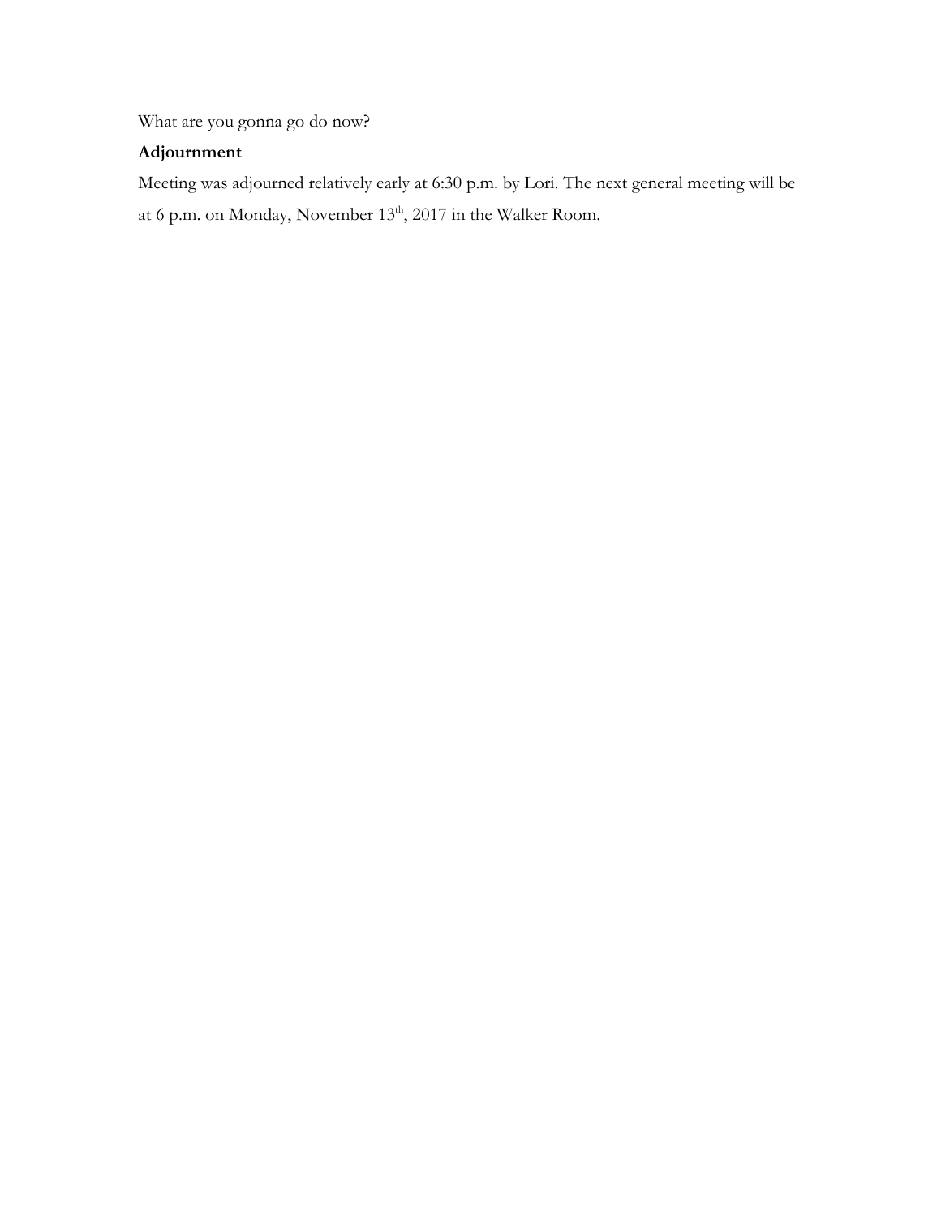What are you gonna go do now?

**Adjournment**

Meeting was adjourned relatively early at 6:30 p.m. by Lori. The next general meeting will be at 6 p.m. on Monday, November 13th, 2017 in the Walker Room.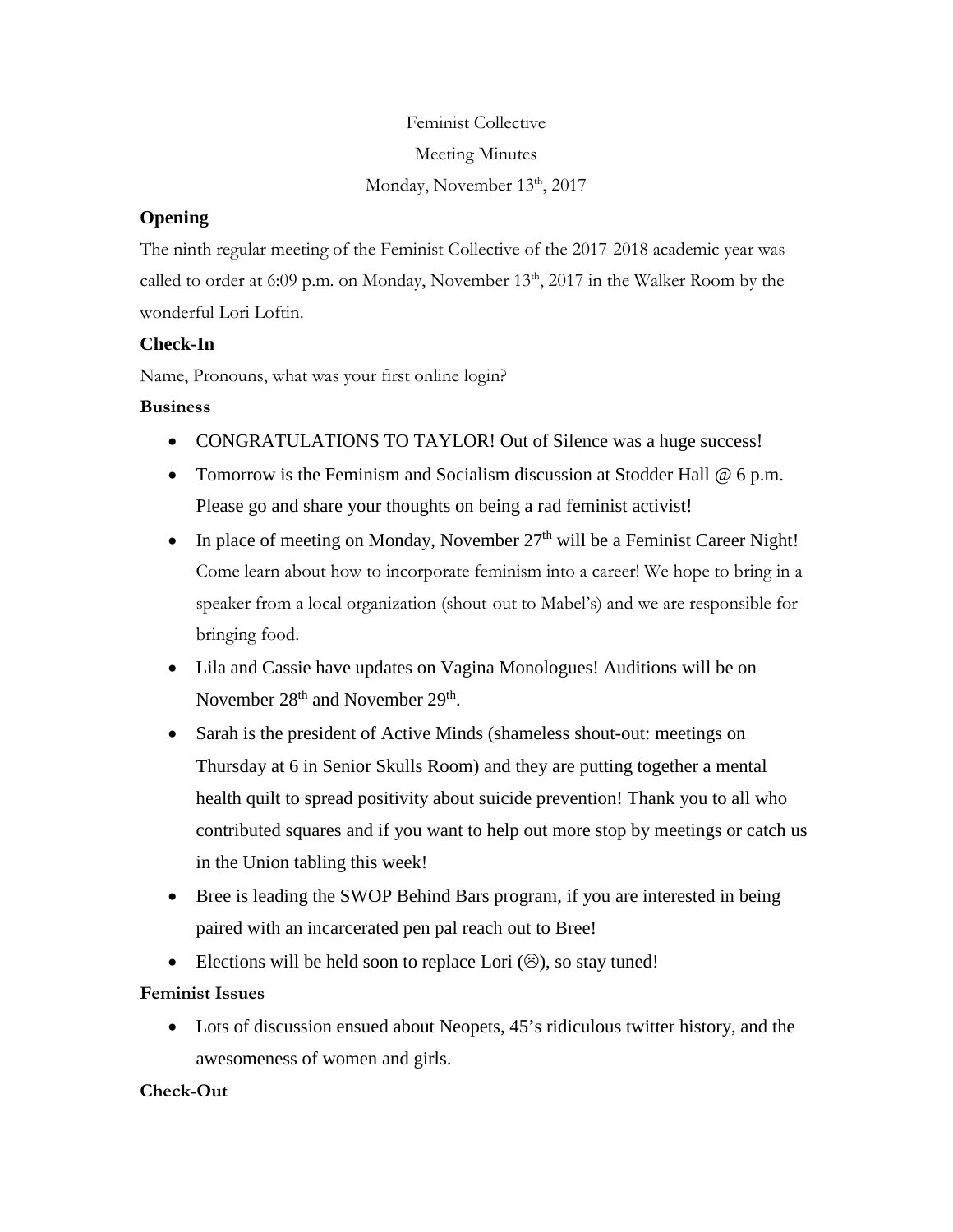Feminist Collective

Meeting Minutes

Monday, November 13th, 2017

**Opening**

The ninth regular meeting of the Feminist Collective of the 2017-2018 academic year was called to order at 6:09 p.m. on Monday, November 13th, 2017 in the Walker Room by the wonderful Lori Loftin.

**Check-In**

Name, Pronouns, what was your first online login?

**Business**

- CONGRATULATIONS TO TAYLOR! Out of Silence was a huge success!
- Tomorrow is the Feminism and Socialism discussion at Stodder Hall @ 6 p.m. Please go and share your thoughts on being a rad feminist activist!
- In place of meeting on Monday, November 27th will be a Feminist Career Night! Come learn about how to incorporate feminism into a career! We hope to bring in a speaker from a local organization (shout-out to Mabel's) and we are responsible for bringing food.
- Lila and Cassie have updates on Vagina Monologues! Auditions will be on November 28th and November 29th.
- Sarah is the president of Active Minds (shameless shout-out: meetings on Thursday at 6 in Senior Skulls Room) and they are putting together a mental health quilt to spread positivity about suicide prevention! Thank you to all who contributed squares and if you want to help out more stop by meetings or catch us in the Union tabling this week!
- Bree is leading the SWOP Behind Bars program, if you are interested in being paired with an incarcerated pen pal reach out to Bree!
- Elections will be held soon to replace Lori (☹), so stay tuned!

**Feminist Issues**

- Lots of discussion ensued about Neopets, 45's ridiculous twitter history, and the awesomeness of women and girls.

**Check-Out**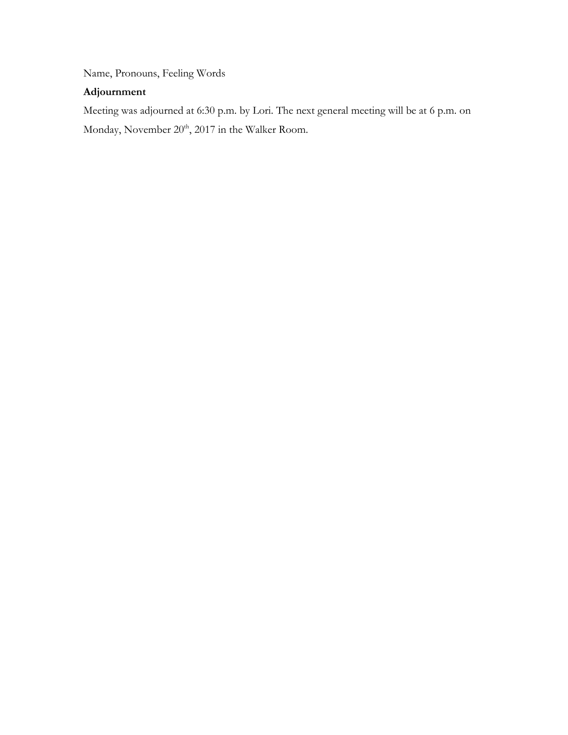Name, Pronouns, Feeling Words

**Adjournment**

Meeting was adjourned at 6:30 p.m. by Lori. The next general meeting will be at 6 p.m. on Monday, November 20th, 2017 in the Walker Room.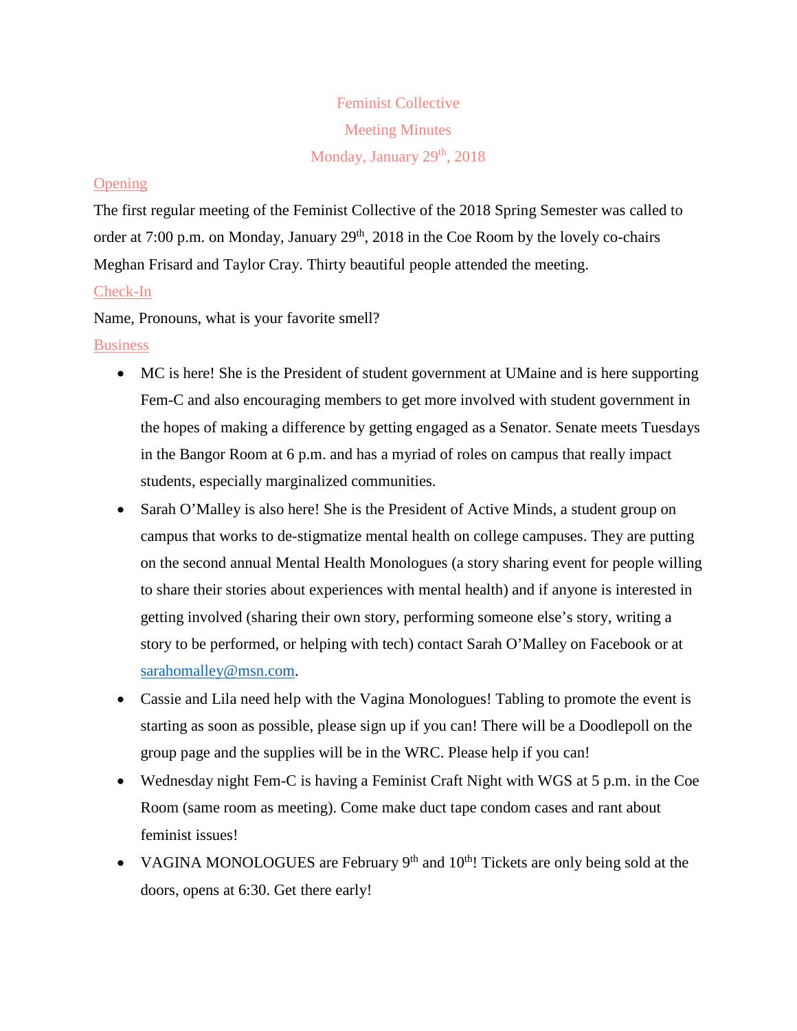Feminist Collective

Meeting Minutes

Monday, January 29th, 2018

## Opening

The first regular meeting of the Feminist Collective of the 2018 Spring Semester was called to order at 7:00 p.m. on Monday, January 29th, 2018 in the Coe Room by the lovely co-chairs Meghan Frisard and Taylor Cray. Thirty beautiful people attended the meeting.

## Check-In

Name, Pronouns, what is your favorite smell?

## Business

- MC is here! She is the President of student government at UMaine and is here supporting Fem-C and also encouraging members to get more involved with student government in the hopes of making a difference by getting engaged as a Senator. Senate meets Tuesdays in the Bangor Room at 6 p.m. and has a myriad of roles on campus that really impact students, especially marginalized communities.
- Sarah O'Malley is also here! She is the President of Active Minds, a student group on campus that works to de-stigmatize mental health on college campuses. They are putting on the second annual Mental Health Monologues (a story sharing event for people willing to share their stories about experiences with mental health) and if anyone is interested in getting involved (sharing their own story, performing someone else's story, writing a story to be performed, or helping with tech) contact Sarah O'Malley on Facebook or at sarahomalley@msn.com.
- Cassie and Lila need help with the Vagina Monologues! Tabling to promote the event is starting as soon as possible, please sign up if you can! There will be a Doodlepoll on the group page and the supplies will be in the WRC. Please help if you can!
- Wednesday night Fem-C is having a Feminist Craft Night with WGS at 5 p.m. in the Coe Room (same room as meeting). Come make duct tape condom cases and rant about feminist issues!
- VAGINA MONOLOGUES are February 9th and 10th! Tickets are only being sold at the doors, opens at 6:30. Get there early!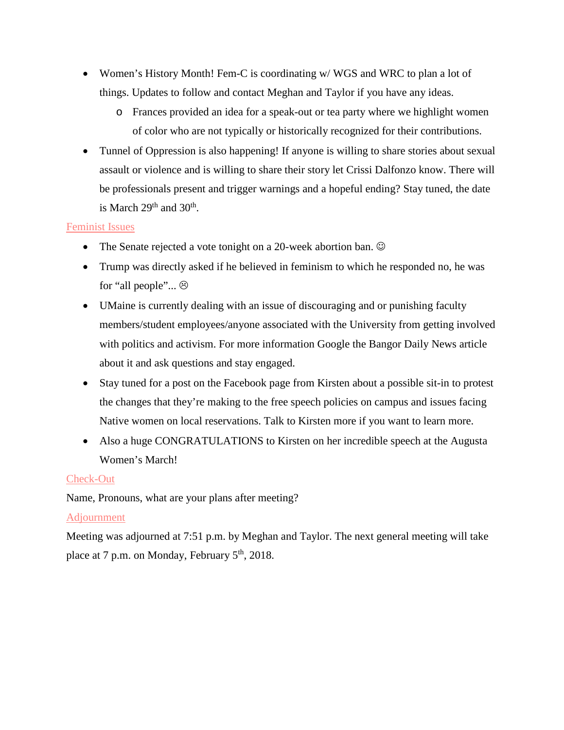- Women's History Month! Fem-C is coordinating w/ WGS and WRC to plan a lot of things. Updates to follow and contact Meghan and Taylor if you have any ideas.
    - Frances provided an idea for a speak-out or tea party where we highlight women of color who are not typically or historically recognized for their contributions.
- Tunnel of Oppression is also happening! If anyone is willing to share stories about sexual assault or violence and is willing to share their story let Crissi Dalfonzo know. There will be professionals present and trigger warnings and a hopeful ending? Stay tuned, the date is March 29th and 30th.

Feminist Issues

- The Senate rejected a vote tonight on a 20-week abortion ban. ☺
- Trump was directly asked if he believed in feminism to which he responded no, he was for "all people"... ☹
- UMaine is currently dealing with an issue of discouraging and or punishing faculty members/student employees/anyone associated with the University from getting involved with politics and activism. For more information Google the Bangor Daily News article about it and ask questions and stay engaged.
- Stay tuned for a post on the Facebook page from Kirsten about a possible sit-in to protest the changes that they're making to the free speech policies on campus and issues facing Native women on local reservations. Talk to Kirsten more if you want to learn more.
- Also a huge CONGRATULATIONS to Kirsten on her incredible speech at the Augusta Women's March!

Check-Out

Name, Pronouns, what are your plans after meeting?

Adjournment

Meeting was adjourned at 7:51 p.m. by Meghan and Taylor. The next general meeting will take place at 7 p.m. on Monday, February 5th, 2018.